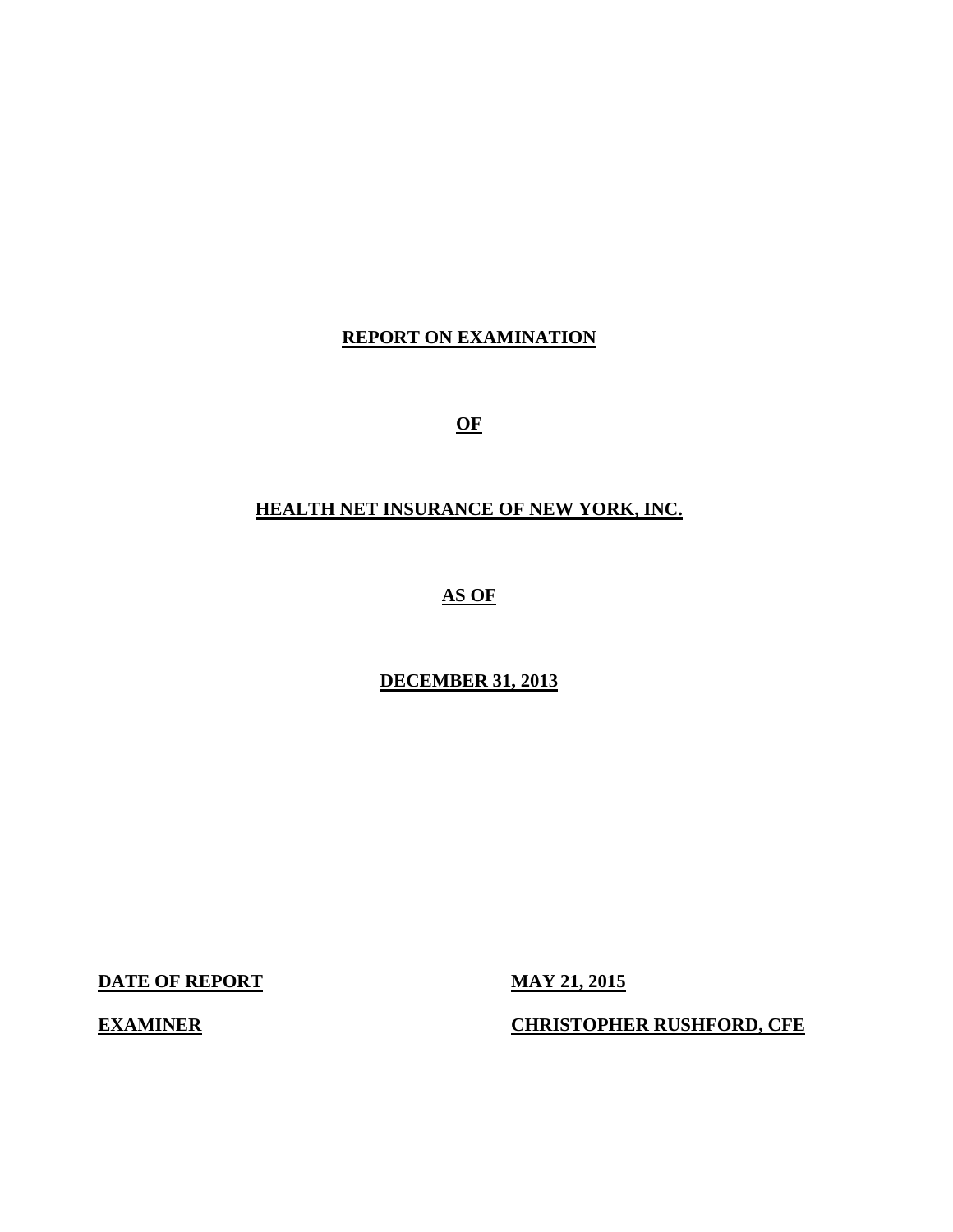# REPORT ON EXAMINATION

# OF

# HEALTH NET INSURANCE OF NEW YORK, INC.

# AS OF

# DECEMBER 31, 2013

| | |
|---|---|
| **DATE OF REPORT** | **MAY 21, 2015** |
| **EXAMINER** | **CHRISTOPHER RUSHFORD, CFE** |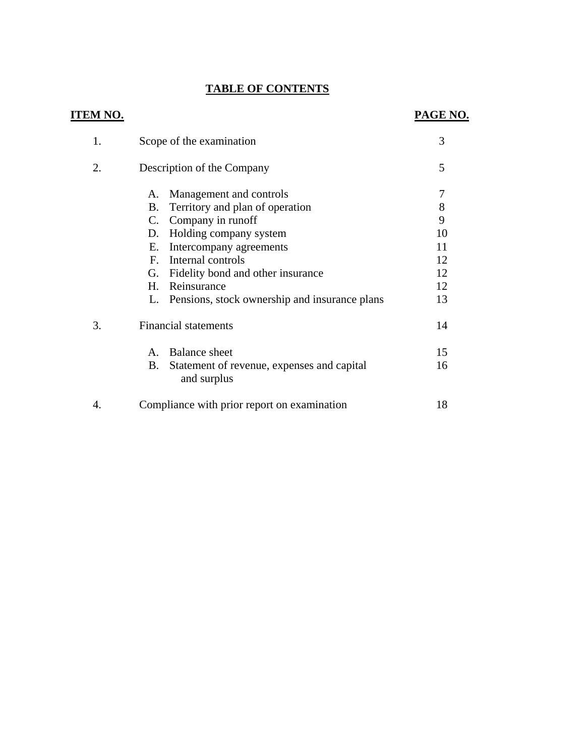# TABLE OF CONTENTS

| ITEM NO. | | PAGE NO. |
|---|---|---|
| 1. | Scope of the examination | 3 |
| 2. | Description of the Company | 5 |
| | A. Management and controls | 7 |
| | B. Territory and plan of operation | 8 |
| | C. Company in runoff | 9 |
| | D. Holding company system | 10 |
| | E. Intercompany agreements | 11 |
| | F. Internal controls | 12 |
| | G. Fidelity bond and other insurance | 12 |
| | H. Reinsurance | 12 |
| | L. Pensions, stock ownership and insurance plans | 13 |
| 3. | Financial statements | 14 |
| | A. Balance sheet | 15 |
| | B. Statement of revenue, expenses and capital and surplus | 16 |
| 4. | Compliance with prior report on examination | 18 |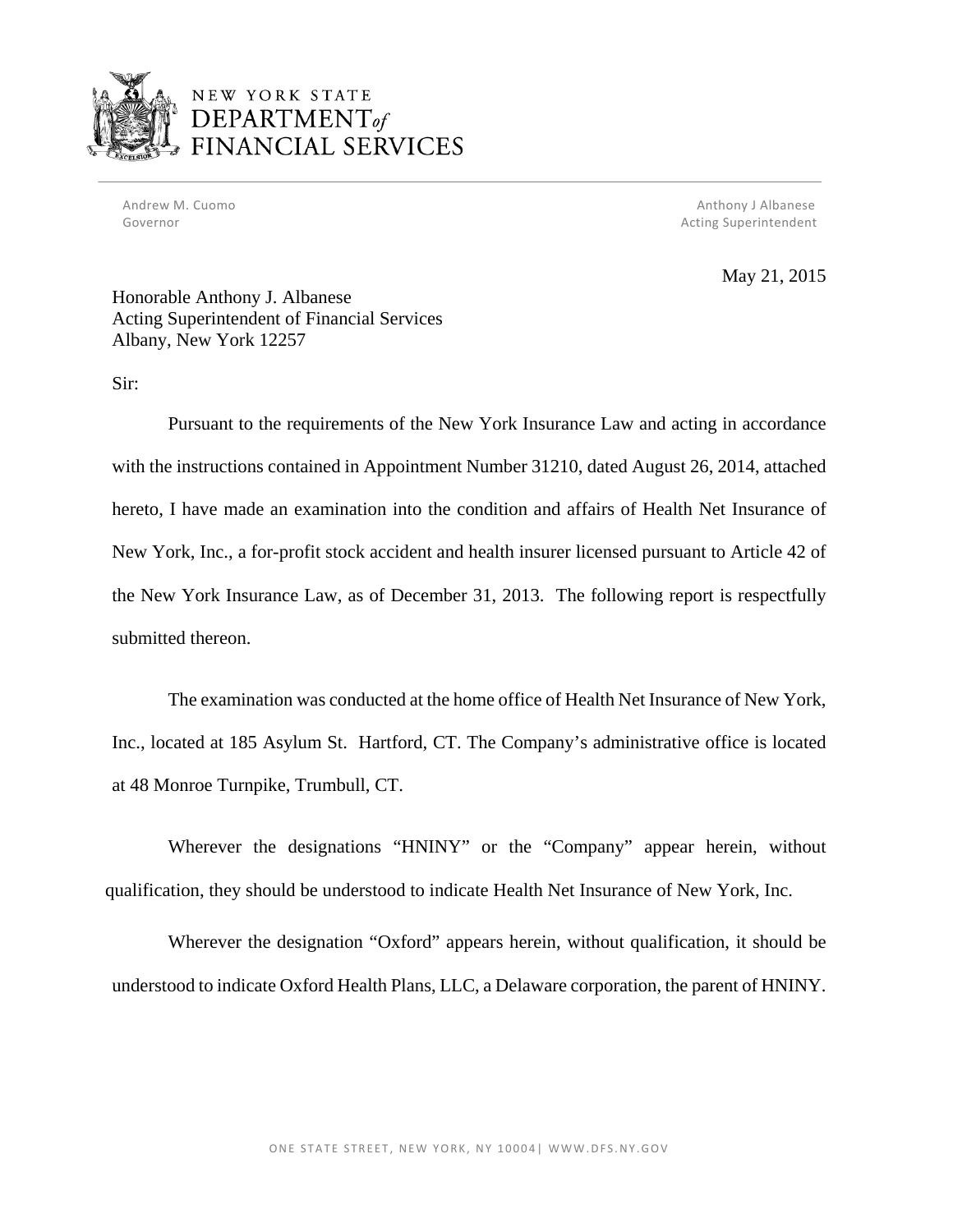NEW YORK STATE
DEPARTMENT *of*
FINANCIAL SERVICES

Andrew M. Cuomo
Governor

Anthony J Albanese
Acting Superintendent

May 21, 2015

Honorable Anthony J. Albanese
Acting Superintendent of Financial Services
Albany, New York 12257

Sir:

Pursuant to the requirements of the New York Insurance Law and acting in accordance with the instructions contained in Appointment Number 31210, dated August 26, 2014, attached hereto, I have made an examination into the condition and affairs of Health Net Insurance of New York, Inc., a for-profit stock accident and health insurer licensed pursuant to Article 42 of the New York Insurance Law, as of December 31, 2013. The following report is respectfully submitted thereon.

The examination was conducted at the home office of Health Net Insurance of New York, Inc., located at 185 Asylum St. Hartford, CT. The Company's administrative office is located at 48 Monroe Turnpike, Trumbull, CT.

Wherever the designations "HNINY" or the "Company" appear herein, without qualification, they should be understood to indicate Health Net Insurance of New York, Inc.

Wherever the designation "Oxford" appears herein, without qualification, it should be understood to indicate Oxford Health Plans, LLC, a Delaware corporation, the parent of HNINY.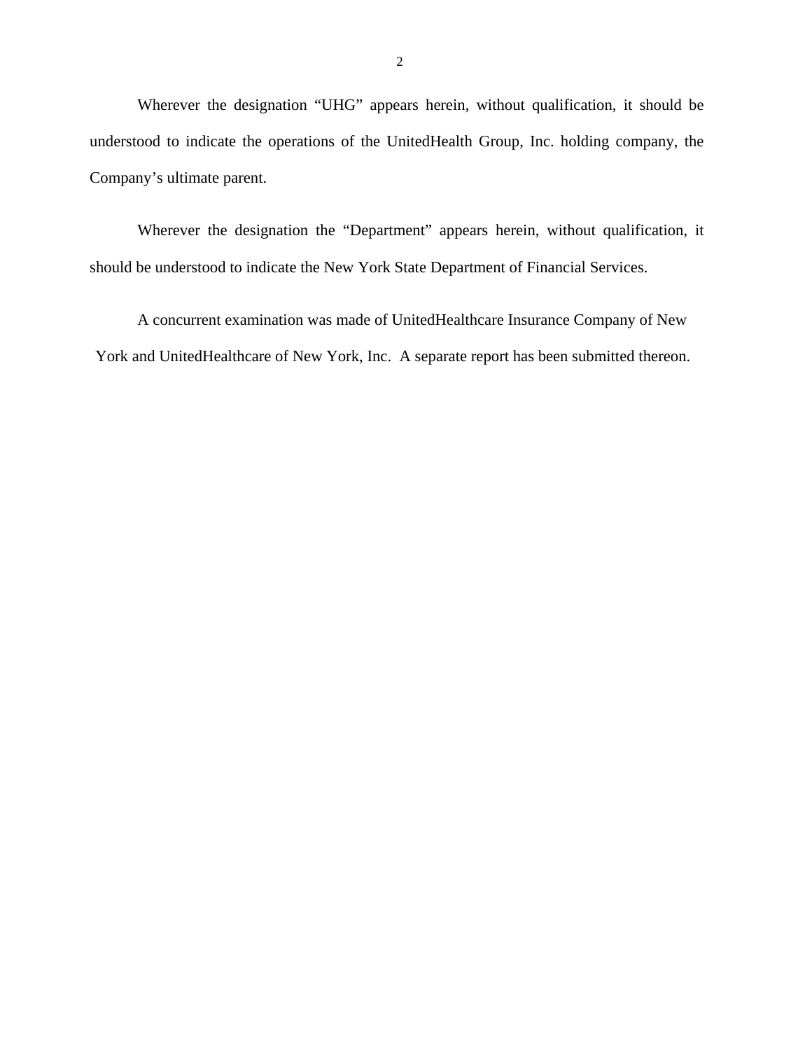Wherever the designation "UHG" appears herein, without qualification, it should be understood to indicate the operations of the UnitedHealth Group, Inc. holding company, the Company's ultimate parent.

Wherever the designation the "Department" appears herein, without qualification, it should be understood to indicate the New York State Department of Financial Services.

A concurrent examination was made of UnitedHealthcare Insurance Company of New York and UnitedHealthcare of New York, Inc. A separate report has been submitted thereon.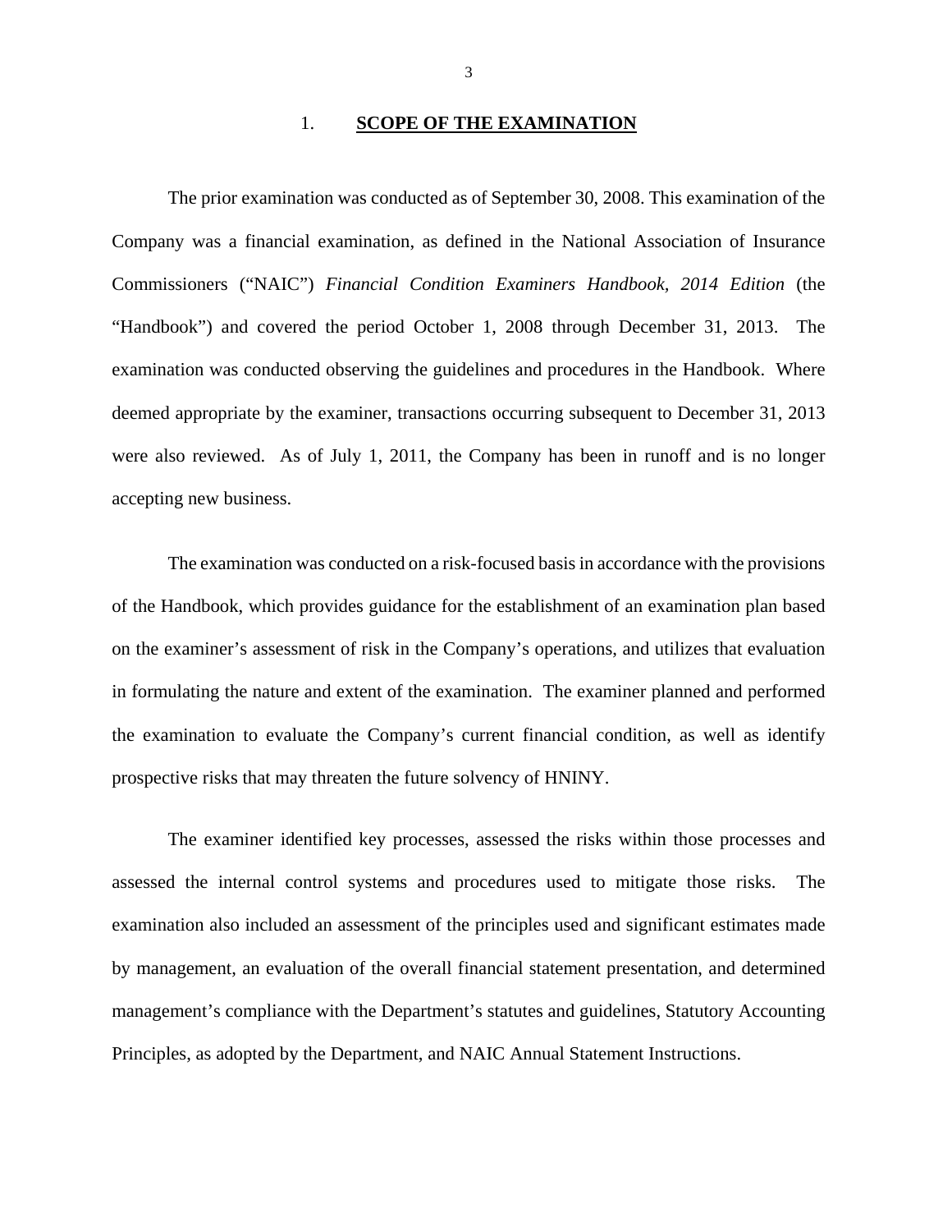## 1. **SCOPE OF THE EXAMINATION**

The prior examination was conducted as of September 30, 2008. This examination of the Company was a financial examination, as defined in the National Association of Insurance Commissioners ("NAIC") *Financial Condition Examiners Handbook, 2014 Edition* (the "Handbook") and covered the period October 1, 2008 through December 31, 2013. The examination was conducted observing the guidelines and procedures in the Handbook. Where deemed appropriate by the examiner, transactions occurring subsequent to December 31, 2013 were also reviewed. As of July 1, 2011, the Company has been in runoff and is no longer accepting new business.

The examination was conducted on a risk-focused basis in accordance with the provisions of the Handbook, which provides guidance for the establishment of an examination plan based on the examiner's assessment of risk in the Company's operations, and utilizes that evaluation in formulating the nature and extent of the examination. The examiner planned and performed the examination to evaluate the Company's current financial condition, as well as identify prospective risks that may threaten the future solvency of HNINY.

The examiner identified key processes, assessed the risks within those processes and assessed the internal control systems and procedures used to mitigate those risks. The examination also included an assessment of the principles used and significant estimates made by management, an evaluation of the overall financial statement presentation, and determined management's compliance with the Department's statutes and guidelines, Statutory Accounting Principles, as adopted by the Department, and NAIC Annual Statement Instructions.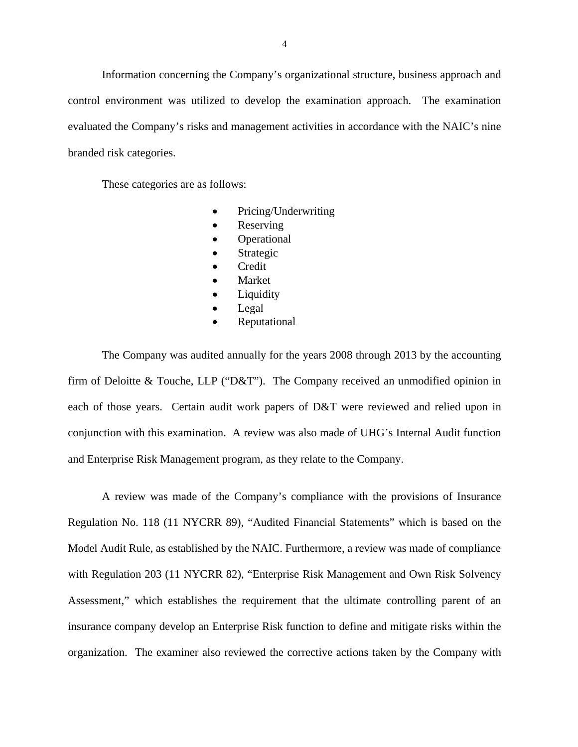Information concerning the Company's organizational structure, business approach and control environment was utilized to develop the examination approach. The examination evaluated the Company's risks and management activities in accordance with the NAIC's nine branded risk categories.

These categories are as follows:

- Pricing/Underwriting
- Reserving
- Operational
- Strategic
- Credit
- Market
- Liquidity
- Legal
- Reputational

The Company was audited annually for the years 2008 through 2013 by the accounting firm of Deloitte & Touche, LLP ("D&T"). The Company received an unmodified opinion in each of those years. Certain audit work papers of D&T were reviewed and relied upon in conjunction with this examination. A review was also made of UHG's Internal Audit function and Enterprise Risk Management program, as they relate to the Company.

A review was made of the Company's compliance with the provisions of Insurance Regulation No. 118 (11 NYCRR 89), "Audited Financial Statements" which is based on the Model Audit Rule, as established by the NAIC. Furthermore, a review was made of compliance with Regulation 203 (11 NYCRR 82), "Enterprise Risk Management and Own Risk Solvency Assessment," which establishes the requirement that the ultimate controlling parent of an insurance company develop an Enterprise Risk function to define and mitigate risks within the organization. The examiner also reviewed the corrective actions taken by the Company with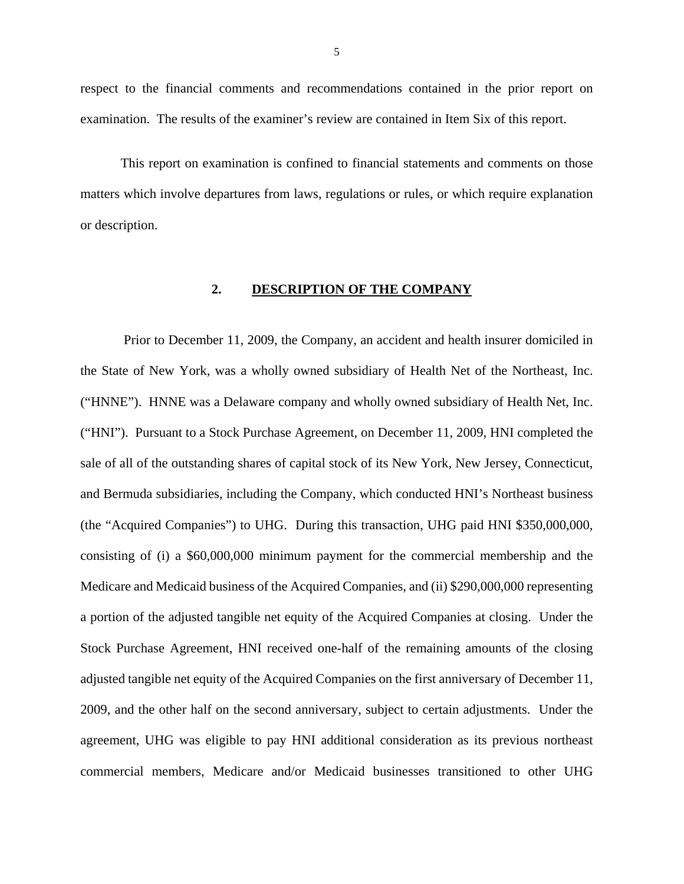respect to the financial comments and recommendations contained in the prior report on examination. The results of the examiner's review are contained in Item Six of this report.

This report on examination is confined to financial statements and comments on those matters which involve departures from laws, regulations or rules, or which require explanation or description.

## 2. DESCRIPTION OF THE COMPANY

Prior to December 11, 2009, the Company, an accident and health insurer domiciled in the State of New York, was a wholly owned subsidiary of Health Net of the Northeast, Inc. ("HNNE"). HNNE was a Delaware company and wholly owned subsidiary of Health Net, Inc. ("HNI"). Pursuant to a Stock Purchase Agreement, on December 11, 2009, HNI completed the sale of all of the outstanding shares of capital stock of its New York, New Jersey, Connecticut, and Bermuda subsidiaries, including the Company, which conducted HNI's Northeast business (the "Acquired Companies") to UHG. During this transaction, UHG paid HNI $350,000,000, consisting of (i) a $60,000,000 minimum payment for the commercial membership and the Medicare and Medicaid business of the Acquired Companies, and (ii) $290,000,000 representing a portion of the adjusted tangible net equity of the Acquired Companies at closing. Under the Stock Purchase Agreement, HNI received one-half of the remaining amounts of the closing adjusted tangible net equity of the Acquired Companies on the first anniversary of December 11, 2009, and the other half on the second anniversary, subject to certain adjustments. Under the agreement, UHG was eligible to pay HNI additional consideration as its previous northeast commercial members, Medicare and/or Medicaid businesses transitioned to other UHG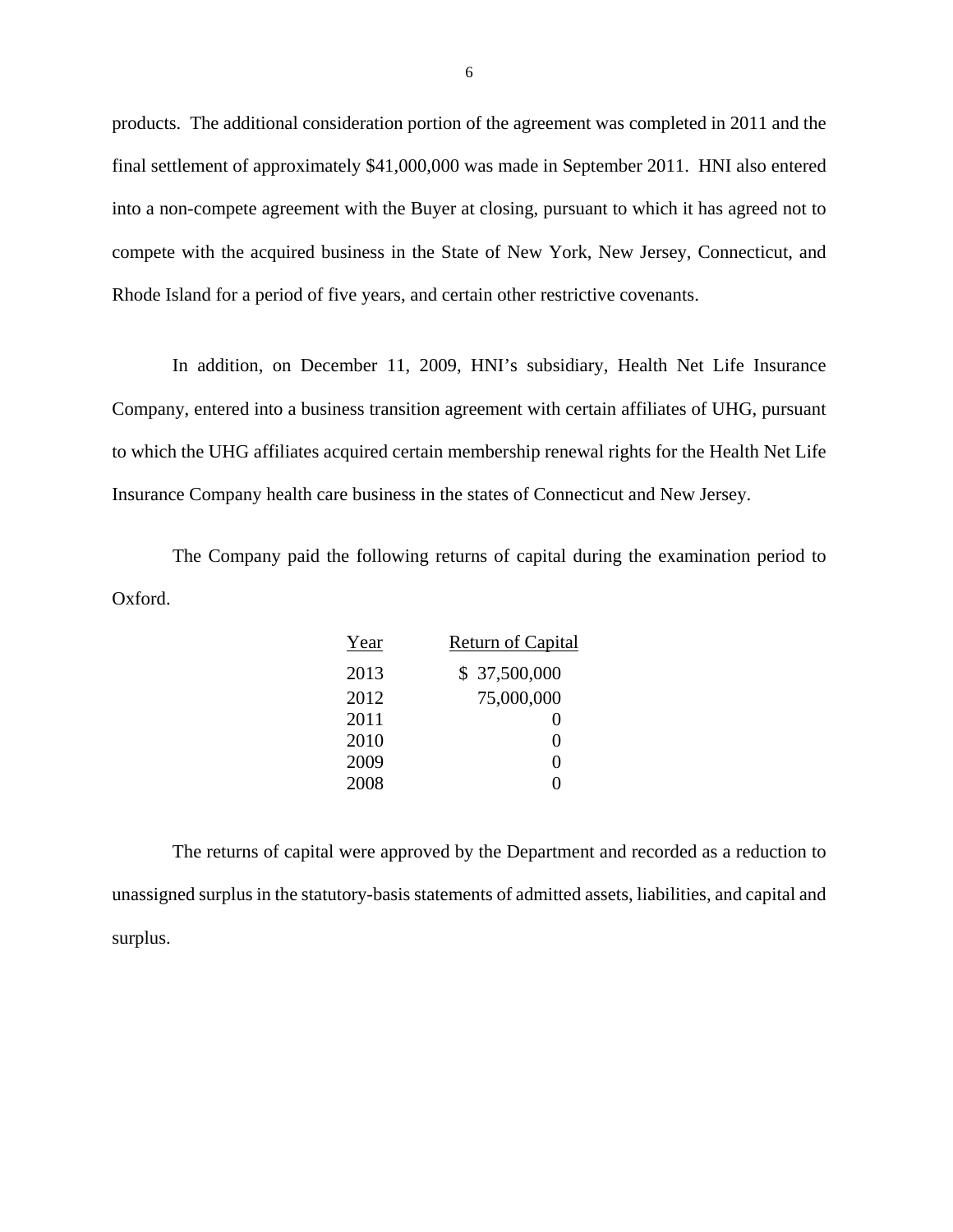products. The additional consideration portion of the agreement was completed in 2011 and the final settlement of approximately $41,000,000 was made in September 2011. HNI also entered into a non-compete agreement with the Buyer at closing, pursuant to which it has agreed not to compete with the acquired business in the State of New York, New Jersey, Connecticut, and Rhode Island for a period of five years, and certain other restrictive covenants.

In addition, on December 11, 2009, HNI's subsidiary, Health Net Life Insurance Company, entered into a business transition agreement with certain affiliates of UHG, pursuant to which the UHG affiliates acquired certain membership renewal rights for the Health Net Life Insurance Company health care business in the states of Connecticut and New Jersey.

The Company paid the following returns of capital during the examination period to Oxford.

| Year | Return of Capital |
| --- | --- |
| 2013 | $ 37,500,000 |
| 2012 | 75,000,000 |
| 2011 | 0 |
| 2010 | 0 |
| 2009 | 0 |
| 2008 | 0 |

The returns of capital were approved by the Department and recorded as a reduction to unassigned surplus in the statutory-basis statements of admitted assets, liabilities, and capital and surplus.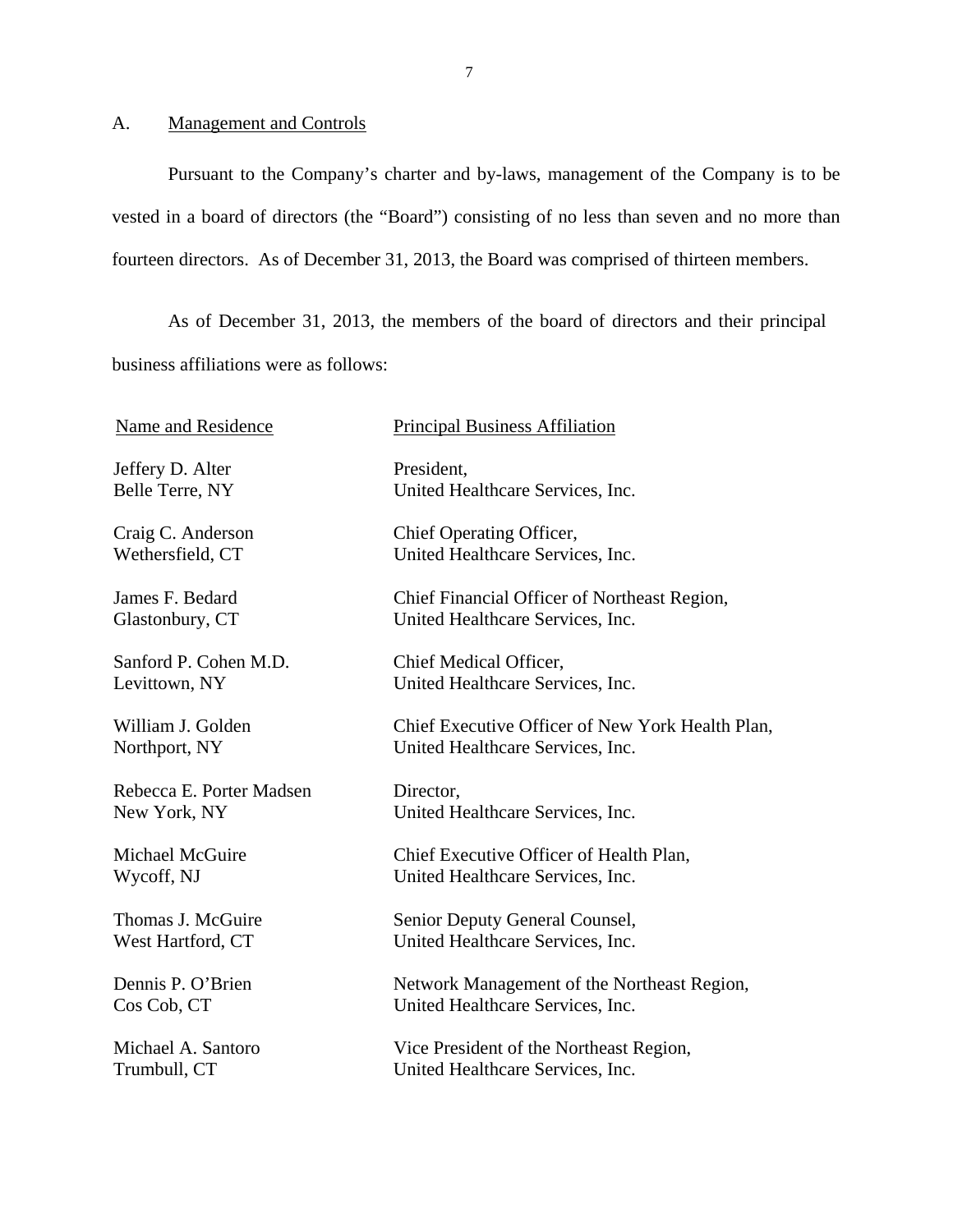## A. Management and Controls

Pursuant to the Company's charter and by-laws, management of the Company is to be vested in a board of directors (the "Board") consisting of no less than seven and no more than fourteen directors. As of December 31, 2013, the Board was comprised of thirteen members.

As of December 31, 2013, the members of the board of directors and their principal business affiliations were as follows:

| Name and Residence | Principal Business Affiliation |
|---|---|
| Jeffery D. Alter<br>Belle Terre, NY | President,<br>United Healthcare Services, Inc. |
| Craig C. Anderson<br>Wethersfield, CT | Chief Operating Officer,<br>United Healthcare Services, Inc. |
| James F. Bedard<br>Glastonbury, CT | Chief Financial Officer of Northeast Region,<br>United Healthcare Services, Inc. |
| Sanford P. Cohen M.D.<br>Levittown, NY | Chief Medical Officer,<br>United Healthcare Services, Inc. |
| William J. Golden<br>Northport, NY | Chief Executive Officer of New York Health Plan,<br>United Healthcare Services, Inc. |
| Rebecca E. Porter Madsen<br>New York, NY | Director,<br>United Healthcare Services, Inc. |
| Michael McGuire<br>Wycoff, NJ | Chief Executive Officer of Health Plan,<br>United Healthcare Services, Inc. |
| Thomas J. McGuire<br>West Hartford, CT | Senior Deputy General Counsel,<br>United Healthcare Services, Inc. |
| Dennis P. O'Brien<br>Cos Cob, CT | Network Management of the Northeast Region,<br>United Healthcare Services, Inc. |
| Michael A. Santoro<br>Trumbull, CT | Vice President of the Northeast Region,<br>United Healthcare Services, Inc. |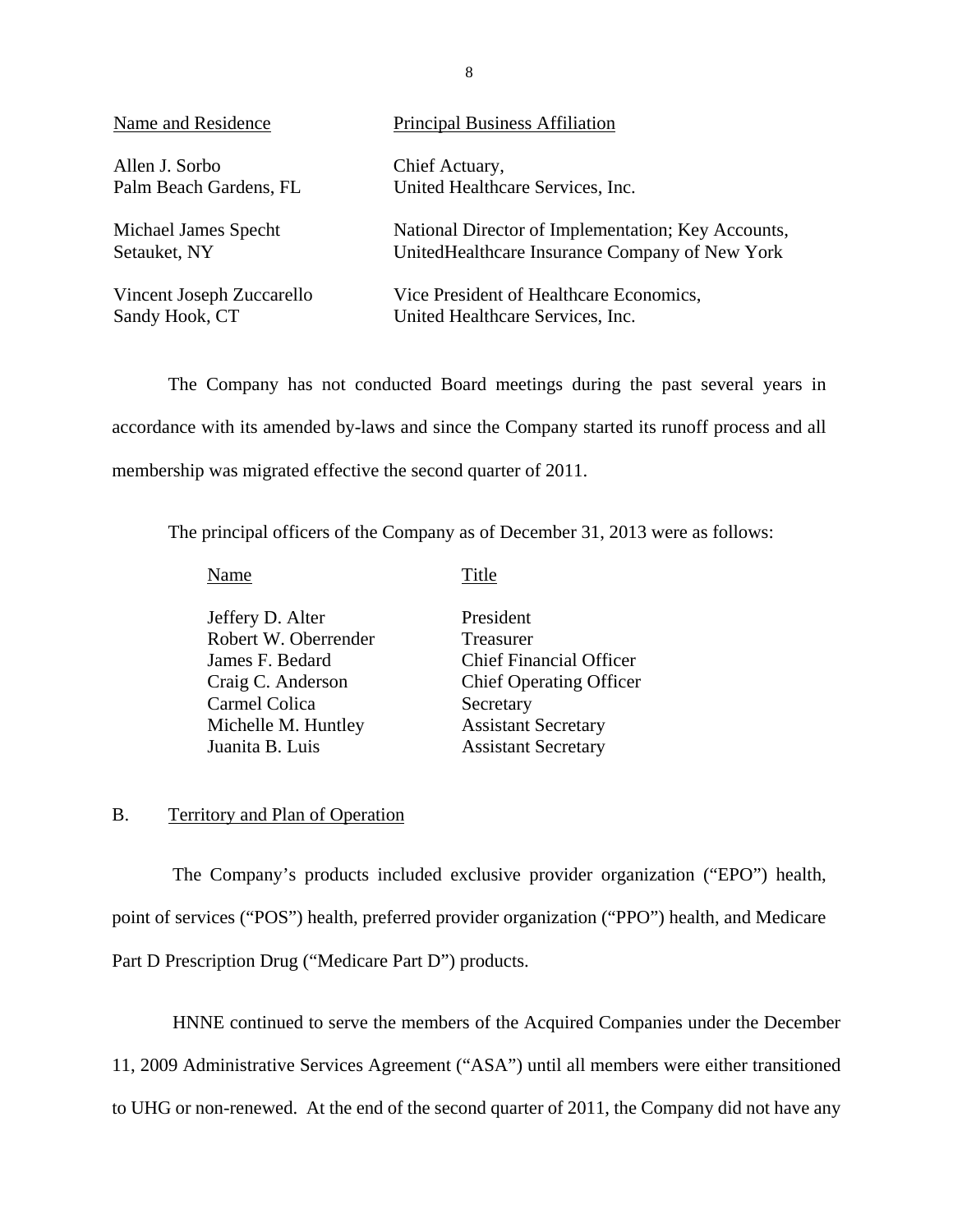| Name and Residence | Principal Business Affiliation |
|---|---|
| Allen J. Sorbo<br>Palm Beach Gardens, FL | Chief Actuary,<br>United Healthcare Services, Inc. |
| Michael James Specht<br>Setauket, NY | National Director of Implementation; Key Accounts,<br>UnitedHealthcare Insurance Company of New York |
| Vincent Joseph Zuccarello<br>Sandy Hook, CT | Vice President of Healthcare Economics,<br>United Healthcare Services, Inc. |

The Company has not conducted Board meetings during the past several years in accordance with its amended by-laws and since the Company started its runoff process and all membership was migrated effective the second quarter of 2011.

The principal officers of the Company as of December 31, 2013 were as follows:

| Name | Title |
|---|---|
| Jeffery D. Alter | President |
| Robert W. Oberrender | Treasurer |
| James F. Bedard | Chief Financial Officer |
| Craig C. Anderson | Chief Operating Officer |
| Carmel Colica | Secretary |
| Michelle M. Huntley | Assistant Secretary |
| Juanita B. Luis | Assistant Secretary |

## B. Territory and Plan of Operation

The Company's products included exclusive provider organization ("EPO") health, point of services ("POS") health, preferred provider organization ("PPO") health, and Medicare Part D Prescription Drug ("Medicare Part D") products.

HNNE continued to serve the members of the Acquired Companies under the December 11, 2009 Administrative Services Agreement ("ASA") until all members were either transitioned to UHG or non-renewed. At the end of the second quarter of 2011, the Company did not have any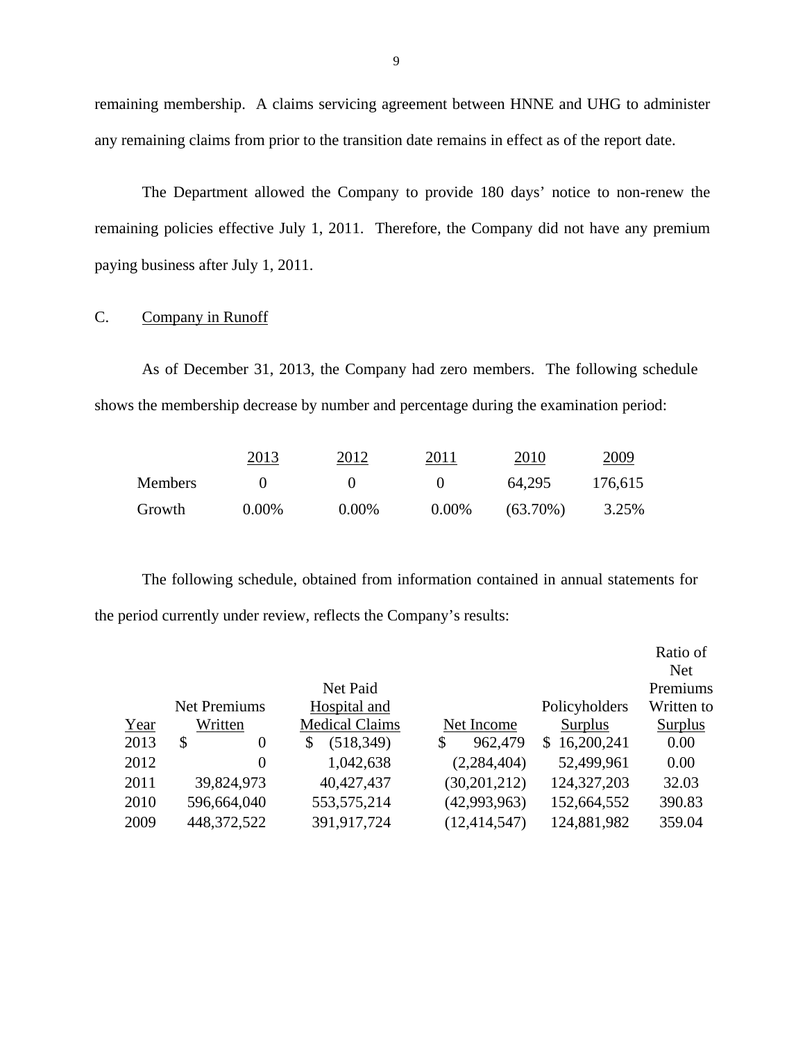remaining membership. A claims servicing agreement between HNNE and UHG to administer any remaining claims from prior to the transition date remains in effect as of the report date.

The Department allowed the Company to provide 180 days' notice to non-renew the remaining policies effective July 1, 2011. Therefore, the Company did not have any premium paying business after July 1, 2011.

## C. Company in Runoff

As of December 31, 2013, the Company had zero members. The following schedule shows the membership decrease by number and percentage during the examination period:

| | 2013 | 2012 | 2011 | 2010 | 2009 |
|---|---|---|---|---|---|
| Members | 0 | 0 | 0 | 64,295 | 176,615 |
| Growth | 0.00% | 0.00% | 0.00% | (63.70%) | 3.25% |

The following schedule, obtained from information contained in annual statements for the period currently under review, reflects the Company's results:

| Year | Net Premiums Written | Net Paid Hospital and Medical Claims | Net Income | Policyholders Surplus | Ratio of Net Premiums Written to Surplus |
|---|---|---|---|---|---|
| 2013 | $ 0 | $ (518,349) | $ 962,479 | $ 16,200,241 | 0.00 |
| 2012 | 0 | 1,042,638 | (2,284,404) | 52,499,961 | 0.00 |
| 2011 | 39,824,973 | 40,427,437 | (30,201,212) | 124,327,203 | 32.03 |
| 2010 | 596,664,040 | 553,575,214 | (42,993,963) | 152,664,552 | 390.83 |
| 2009 | 448,372,522 | 391,917,724 | (12,414,547) | 124,881,982 | 359.04 |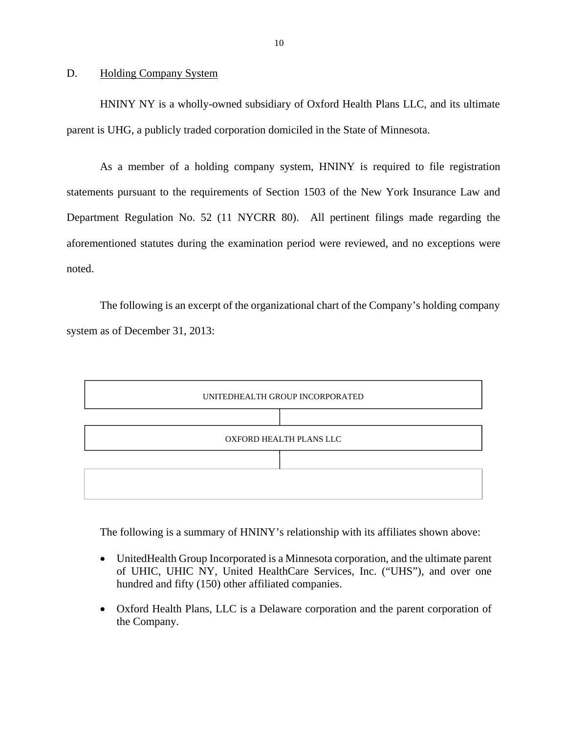## D. Holding Company System

HNINY NY is a wholly-owned subsidiary of Oxford Health Plans LLC, and its ultimate parent is UHG, a publicly traded corporation domiciled in the State of Minnesota.

As a member of a holding company system, HNINY is required to file registration statements pursuant to the requirements of Section 1503 of the New York Insurance Law and Department Regulation No. 52 (11 NYCRR 80). All pertinent filings made regarding the aforementioned statutes during the examination period were reviewed, and no exceptions were noted.

The following is an excerpt of the organizational chart of the Company's holding company system as of December 31, 2013:

UNITEDHEALTH GROUP INCORPORATED

OXFORD HEALTH PLANS LLC

The following is a summary of HNINY's relationship with its affiliates shown above:

- UnitedHealth Group Incorporated is a Minnesota corporation, and the ultimate parent of UHIC, UHIC NY, United HealthCare Services, Inc. ("UHS"), and over one hundred and fifty (150) other affiliated companies.
- Oxford Health Plans, LLC is a Delaware corporation and the parent corporation of the Company.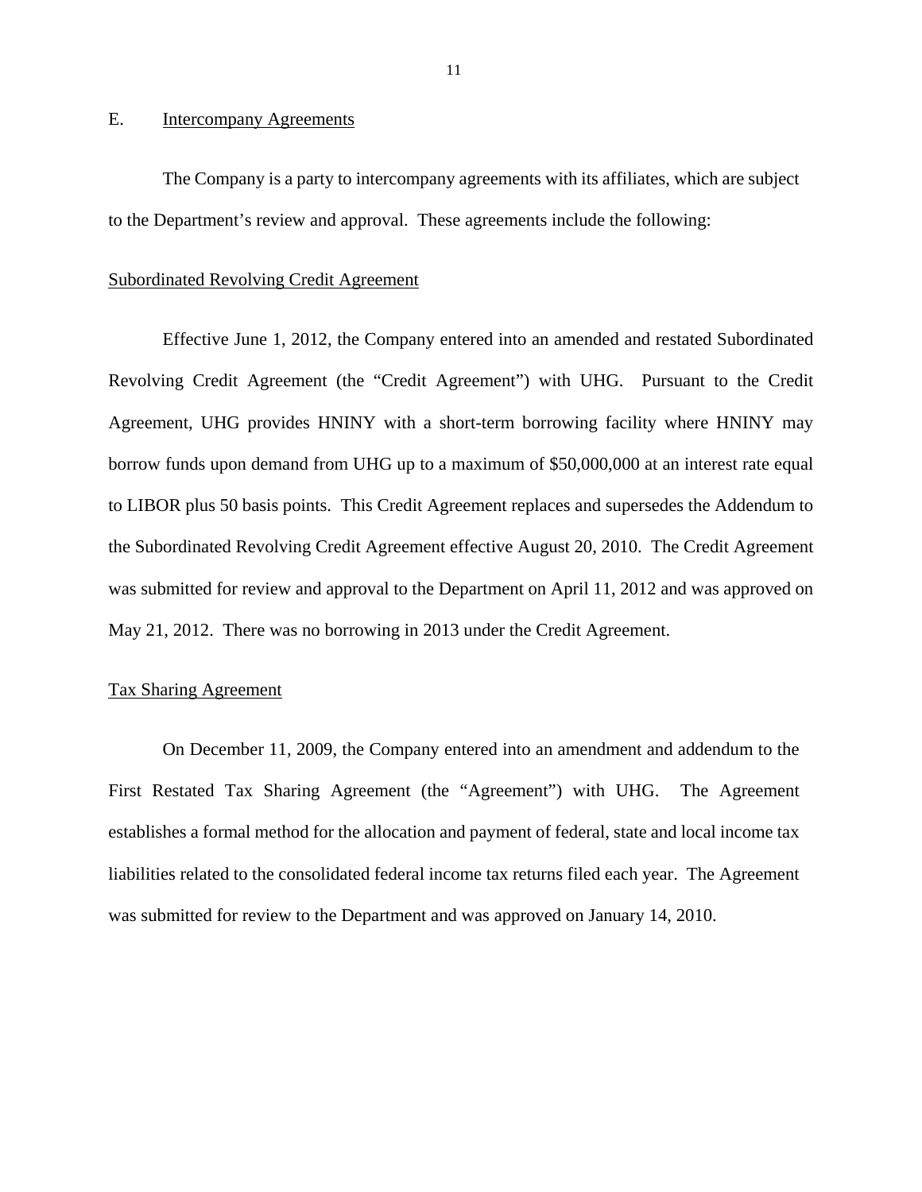## E. Intercompany Agreements

The Company is a party to intercompany agreements with its affiliates, which are subject to the Department's review and approval. These agreements include the following:

### Subordinated Revolving Credit Agreement

Effective June 1, 2012, the Company entered into an amended and restated Subordinated Revolving Credit Agreement (the "Credit Agreement") with UHG. Pursuant to the Credit Agreement, UHG provides HNINY with a short-term borrowing facility where HNINY may borrow funds upon demand from UHG up to a maximum of $50,000,000 at an interest rate equal to LIBOR plus 50 basis points. This Credit Agreement replaces and supersedes the Addendum to the Subordinated Revolving Credit Agreement effective August 20, 2010. The Credit Agreement was submitted for review and approval to the Department on April 11, 2012 and was approved on May 21, 2012. There was no borrowing in 2013 under the Credit Agreement.

### Tax Sharing Agreement

On December 11, 2009, the Company entered into an amendment and addendum to the First Restated Tax Sharing Agreement (the "Agreement") with UHG. The Agreement establishes a formal method for the allocation and payment of federal, state and local income tax liabilities related to the consolidated federal income tax returns filed each year. The Agreement was submitted for review to the Department and was approved on January 14, 2010.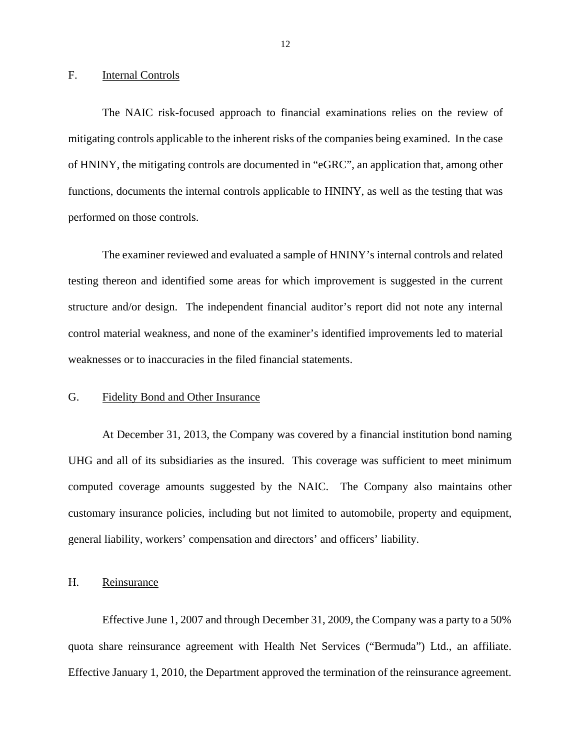## F. Internal Controls

The NAIC risk-focused approach to financial examinations relies on the review of mitigating controls applicable to the inherent risks of the companies being examined. In the case of HNINY, the mitigating controls are documented in "eGRC", an application that, among other functions, documents the internal controls applicable to HNINY, as well as the testing that was performed on those controls.

The examiner reviewed and evaluated a sample of HNINY's internal controls and related testing thereon and identified some areas for which improvement is suggested in the current structure and/or design. The independent financial auditor's report did not note any internal control material weakness, and none of the examiner's identified improvements led to material weaknesses or to inaccuracies in the filed financial statements.

## G. Fidelity Bond and Other Insurance

At December 31, 2013, the Company was covered by a financial institution bond naming UHG and all of its subsidiaries as the insured. This coverage was sufficient to meet minimum computed coverage amounts suggested by the NAIC. The Company also maintains other customary insurance policies, including but not limited to automobile, property and equipment, general liability, workers' compensation and directors' and officers' liability.

## H. Reinsurance

Effective June 1, 2007 and through December 31, 2009, the Company was a party to a 50% quota share reinsurance agreement with Health Net Services ("Bermuda") Ltd., an affiliate. Effective January 1, 2010, the Department approved the termination of the reinsurance agreement.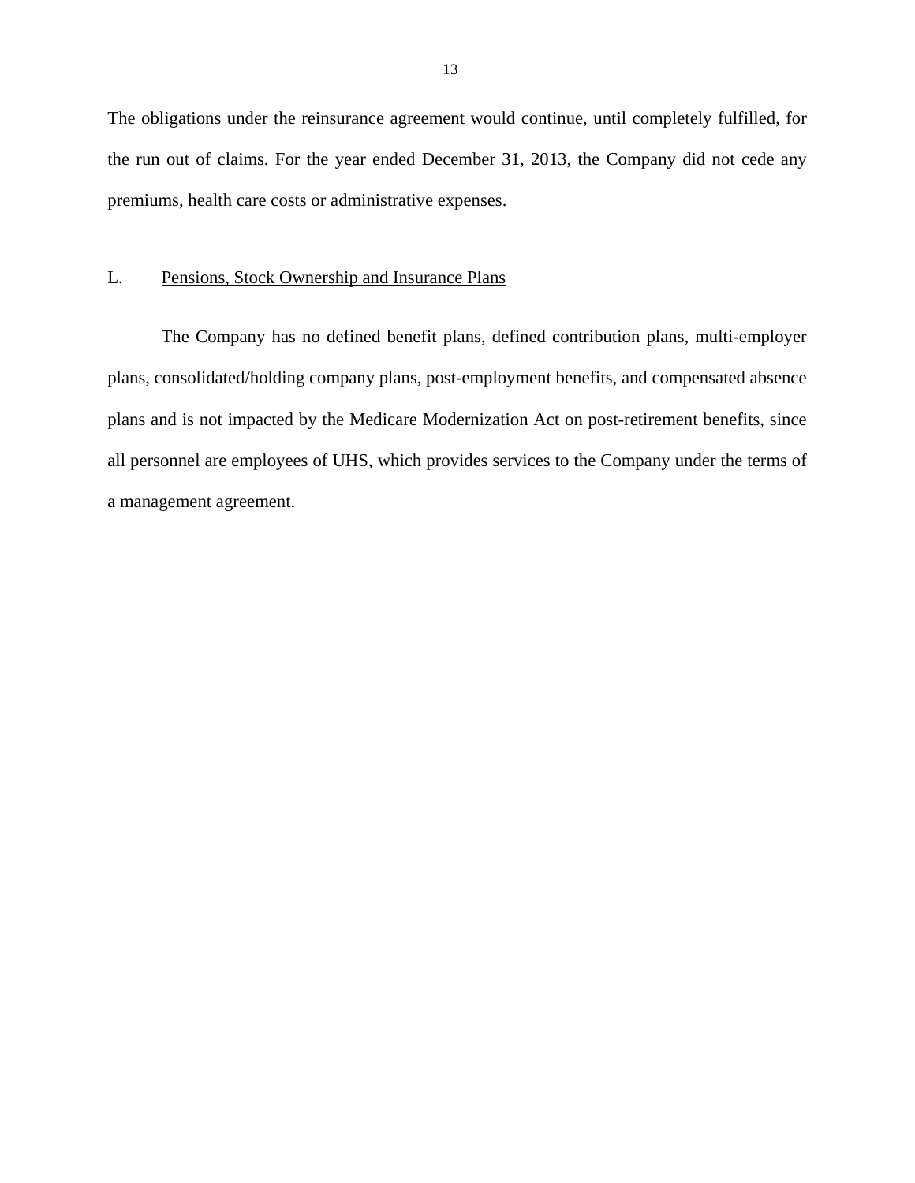The obligations under the reinsurance agreement would continue, until completely fulfilled, for the run out of claims. For the year ended December 31, 2013, the Company did not cede any premiums, health care costs or administrative expenses.

## L. Pensions, Stock Ownership and Insurance Plans

The Company has no defined benefit plans, defined contribution plans, multi-employer plans, consolidated/holding company plans, post-employment benefits, and compensated absence plans and is not impacted by the Medicare Modernization Act on post-retirement benefits, since all personnel are employees of UHS, which provides services to the Company under the terms of a management agreement.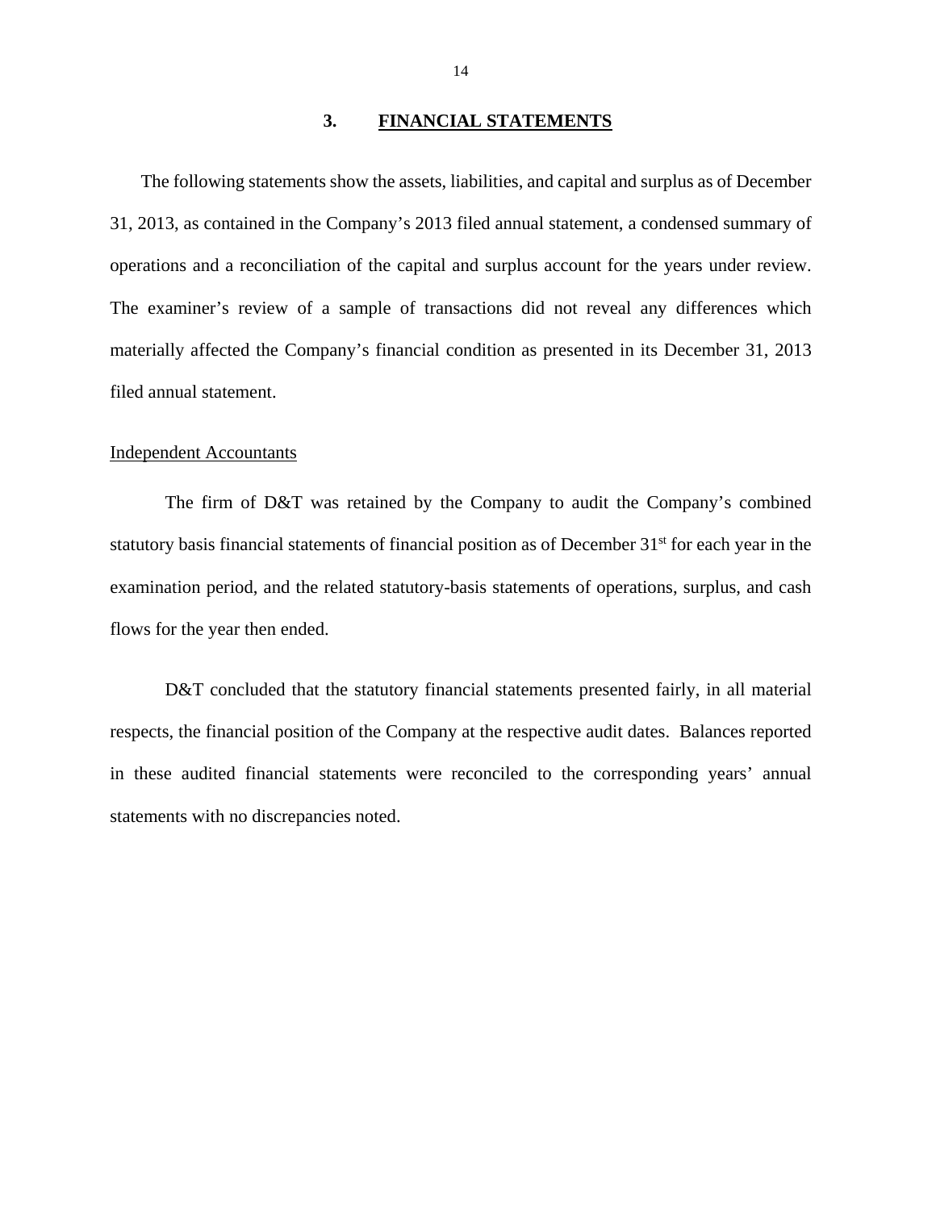## 3. FINANCIAL STATEMENTS

The following statements show the assets, liabilities, and capital and surplus as of December 31, 2013, as contained in the Company's 2013 filed annual statement, a condensed summary of operations and a reconciliation of the capital and surplus account for the years under review. The examiner's review of a sample of transactions did not reveal any differences which materially affected the Company's financial condition as presented in its December 31, 2013 filed annual statement.

Independent Accountants

The firm of D&T was retained by the Company to audit the Company's combined statutory basis financial statements of financial position as of December 31st for each year in the examination period, and the related statutory-basis statements of operations, surplus, and cash flows for the year then ended.

D&T concluded that the statutory financial statements presented fairly, in all material respects, the financial position of the Company at the respective audit dates. Balances reported in these audited financial statements were reconciled to the corresponding years' annual statements with no discrepancies noted.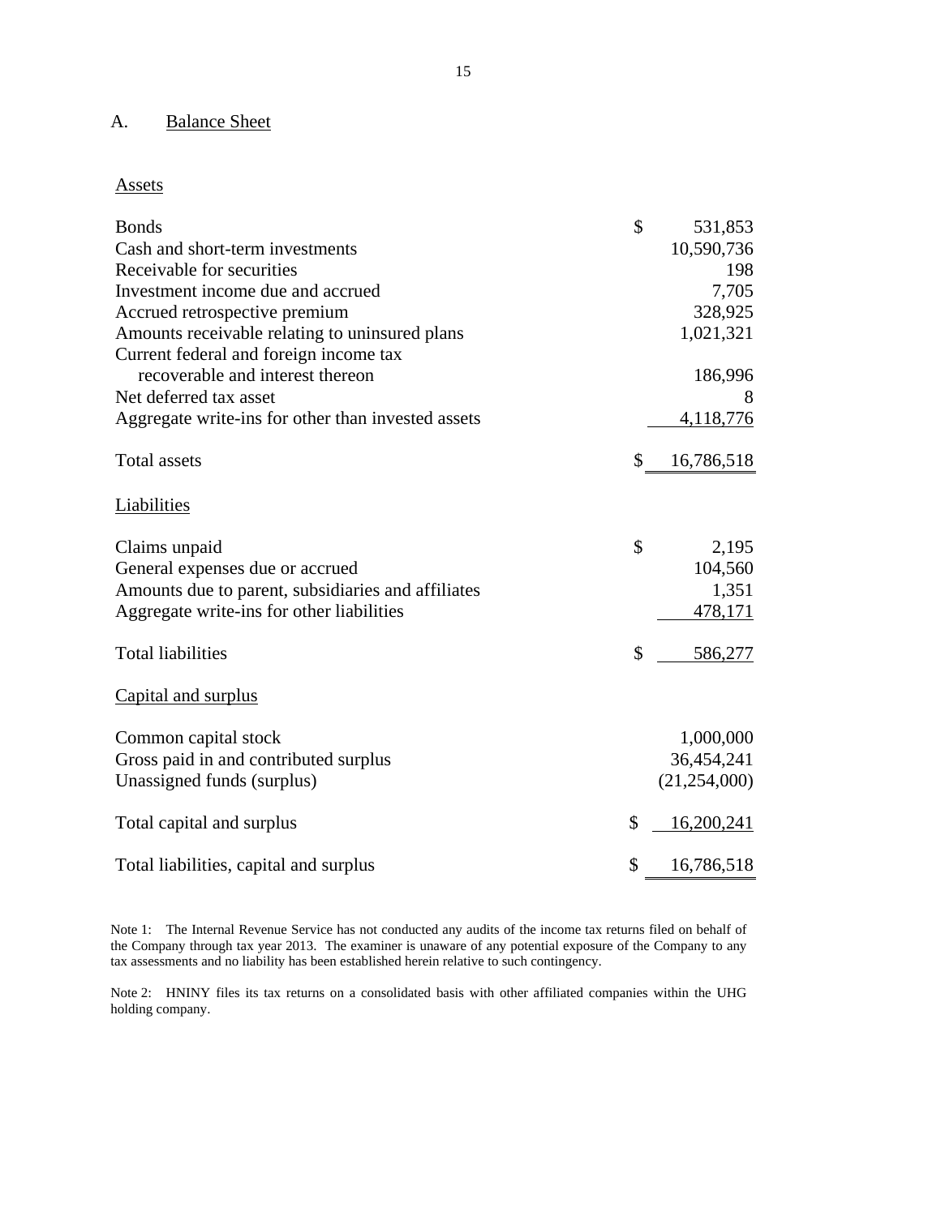## A. Balance Sheet

### Assets

| | |
|---|---|
| Bonds | $ 531,853 |
| Cash and short-term investments | 10,590,736 |
| Receivable for securities | 198 |
| Investment income due and accrued | 7,705 |
| Accrued retrospective premium | 328,925 |
| Amounts receivable relating to uninsured plans | 1,021,321 |
| Current federal and foreign income tax recoverable and interest thereon | 186,996 |
| Net deferred tax asset | 8 |
| Aggregate write-ins for other than invested assets | 4,118,776 |
| Total assets | $ 16,786,518 |

### Liabilities

| | |
|---|---|
| Claims unpaid | $ 2,195 |
| General expenses due or accrued | 104,560 |
| Amounts due to parent, subsidiaries and affiliates | 1,351 |
| Aggregate write-ins for other liabilities | 478,171 |
| Total liabilities | $ 586,277 |

### Capital and surplus

| | |
|---|---|
| Common capital stock | 1,000,000 |
| Gross paid in and contributed surplus | 36,454,241 |
| Unassigned funds (surplus) | (21,254,000) |
| Total capital and surplus | $ 16,200,241 |
| Total liabilities, capital and surplus | $ 16,786,518 |

Note 1: The Internal Revenue Service has not conducted any audits of the income tax returns filed on behalf of the Company through tax year 2013. The examiner is unaware of any potential exposure of the Company to any tax assessments and no liability has been established herein relative to such contingency.

Note 2: HNINY files its tax returns on a consolidated basis with other affiliated companies within the UHG holding company.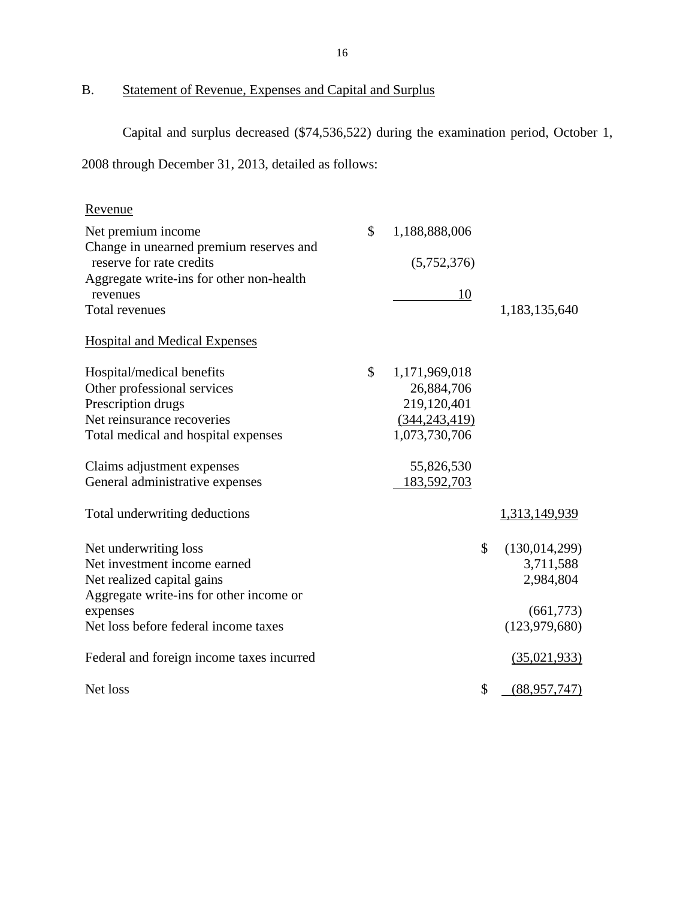## B. Statement of Revenue, Expenses and Capital and Surplus

Capital and surplus decreased ($74,536,522) during the examination period, October 1, 2008 through December 31, 2013, detailed as follows:

| | | |
|---|---|---|
| Revenue | | |
| Net premium income | $ 1,188,888,006 | |
| Change in unearned premium reserves and reserve for rate credits | (5,752,376) | |
| Aggregate write-ins for other non-health revenues | 10 | |
| Total revenues | | 1,183,135,640 |
| Hospital and Medical Expenses | | |
| Hospital/medical benefits | $ 1,171,969,018 | |
| Other professional services | 26,884,706 | |
| Prescription drugs | 219,120,401 | |
| Net reinsurance recoveries | (344,243,419) | |
| Total medical and hospital expenses | 1,073,730,706 | |
| Claims adjustment expenses | 55,826,530 | |
| General administrative expenses | 183,592,703 | |
| Total underwriting deductions | | 1,313,149,939 |
| Net underwriting loss | | $ (130,014,299) |
| Net investment income earned | | 3,711,588 |
| Net realized capital gains | | 2,984,804 |
| Aggregate write-ins for other income or expenses | | (661,773) |
| Net loss before federal income taxes | | (123,979,680) |
| Federal and foreign income taxes incurred | | (35,021,933) |
| Net loss | | $ (88,957,747) |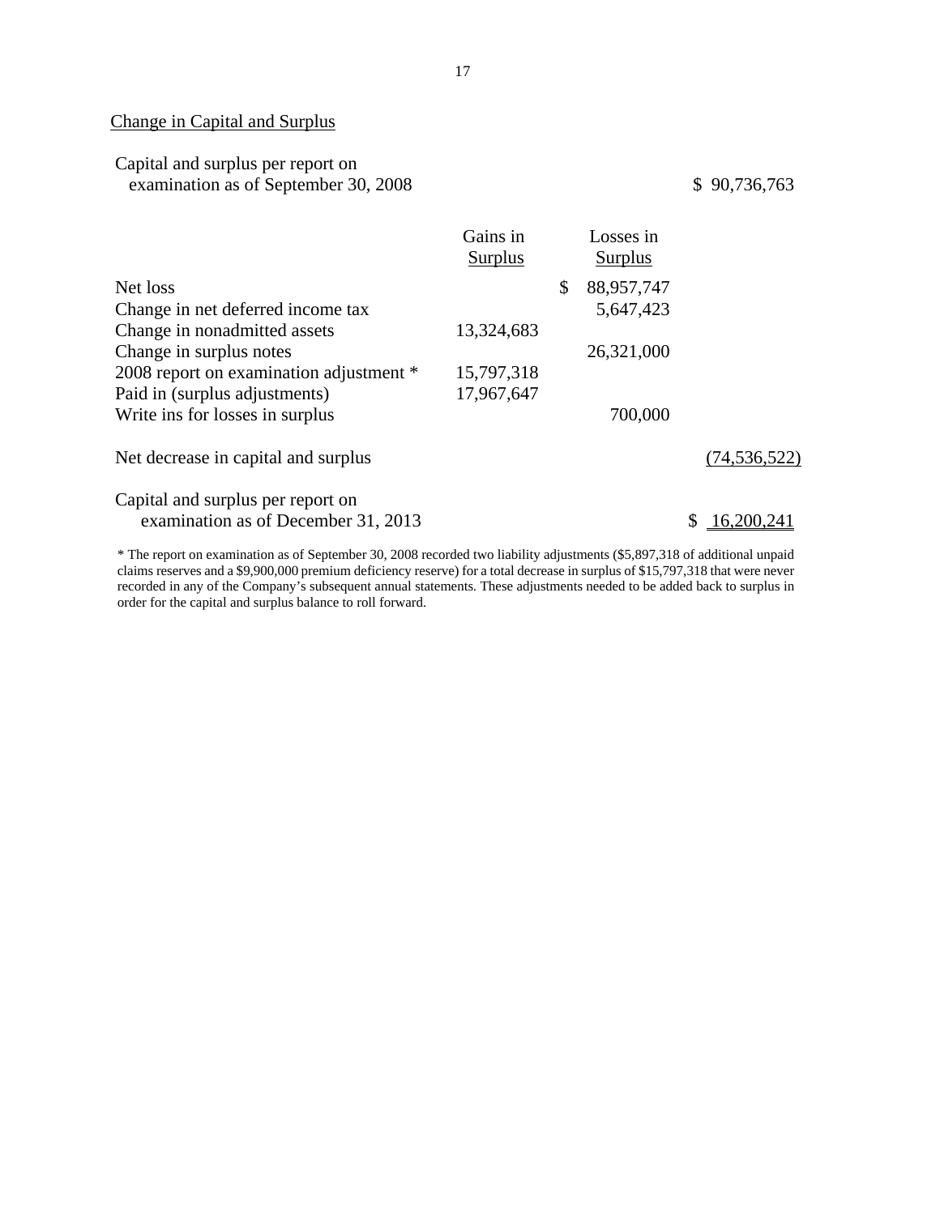## Change in Capital and Surplus

| | Gains in Surplus | Losses in Surplus | |
|---|---|---|---|
| Capital and surplus per report on examination as of September 30, 2008 | | | $ 90,736,763 |
| Net loss | | $ 88,957,747 | |
| Change in net deferred income tax | | 5,647,423 | |
| Change in nonadmitted assets | 13,324,683 | | |
| Change in surplus notes | | 26,321,000 | |
| 2008 report on examination adjustment * | 15,797,318 | | |
| Paid in (surplus adjustments) | 17,967,647 | | |
| Write ins for losses in surplus | | 700,000 | |
| Net decrease in capital and surplus | | | (74,536,522) |
| Capital and surplus per report on examination as of December 31, 2013 | | | $ 16,200,241 |

* The report on examination as of September 30, 2008 recorded two liability adjustments ($5,897,318 of additional unpaid claims reserves and a $9,900,000 premium deficiency reserve) for a total decrease in surplus of $15,797,318 that were never recorded in any of the Company's subsequent annual statements. These adjustments needed to be added back to surplus in order for the capital and surplus balance to roll forward.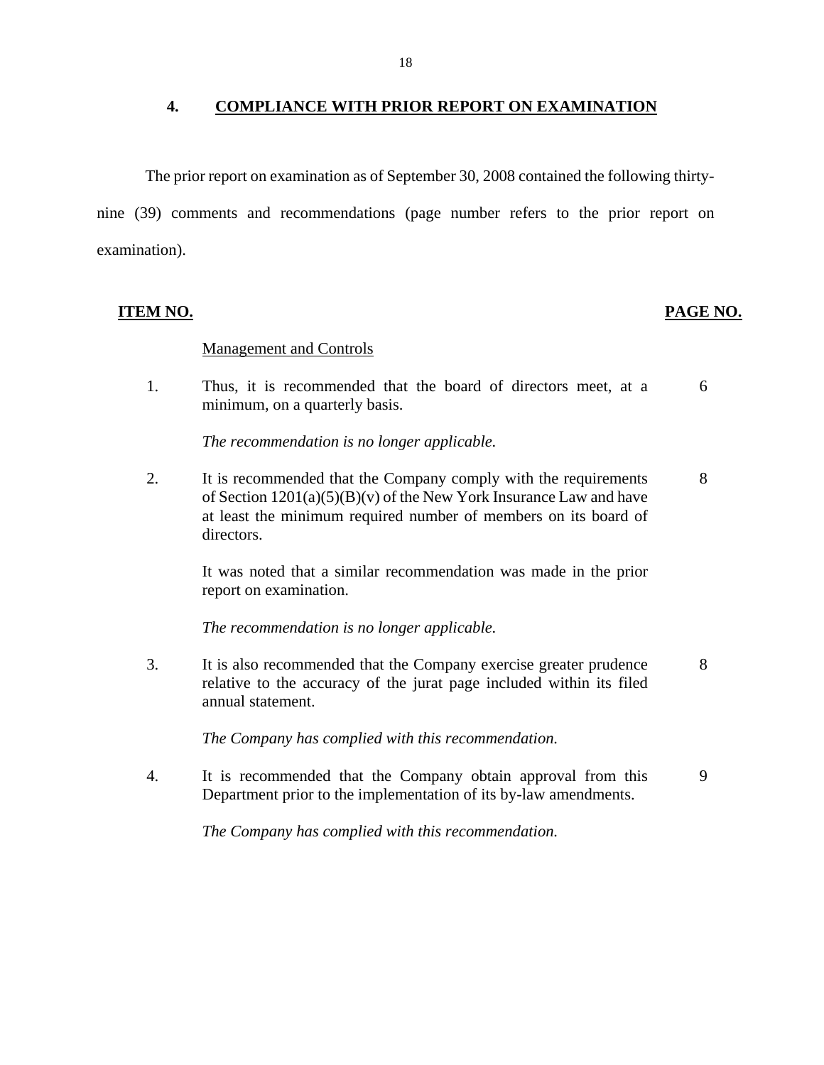## 4. COMPLIANCE WITH PRIOR REPORT ON EXAMINATION

The prior report on examination as of September 30, 2008 contained the following thirty-nine (39) comments and recommendations (page number refers to the prior report on examination).

| ITEM NO. | | PAGE NO. |
|---|---|---|
| | Management and Controls | |
| 1. | Thus, it is recommended that the board of directors meet, at a minimum, on a quarterly basis. | 6 |
| | *The recommendation is no longer applicable.* | |
| 2. | It is recommended that the Company comply with the requirements of Section 1201(a)(5)(B)(v) of the New York Insurance Law and have at least the minimum required number of members on its board of directors. | 8 |
| | It was noted that a similar recommendation was made in the prior report on examination. | |
| | *The recommendation is no longer applicable.* | |
| 3. | It is also recommended that the Company exercise greater prudence relative to the accuracy of the jurat page included within its filed annual statement. | 8 |
| | *The Company has complied with this recommendation.* | |
| 4. | It is recommended that the Company obtain approval from this Department prior to the implementation of its by-law amendments. | 9 |
| | *The Company has complied with this recommendation.* | |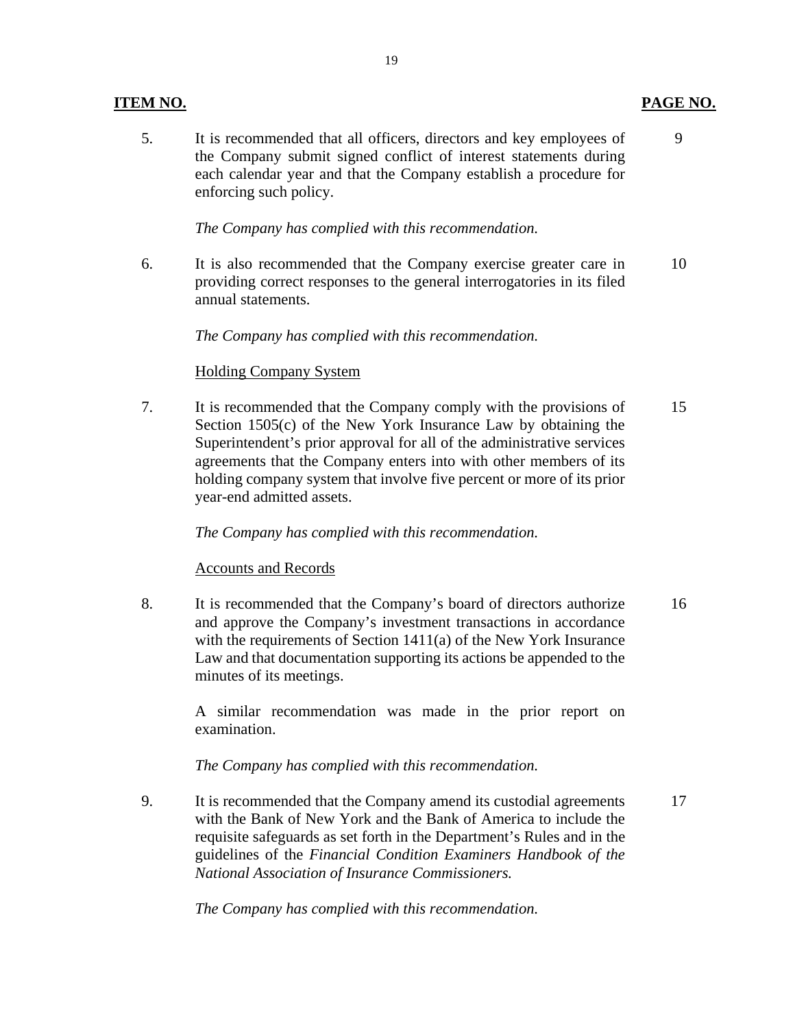| ITEM NO. | | PAGE NO. |
|---|---|---|
| 5. | It is recommended that all officers, directors and key employees of the Company submit signed conflict of interest statements during each calendar year and that the Company establish a procedure for enforcing such policy.<br><br>*The Company has complied with this recommendation.* | 9 |
| 6. | It is also recommended that the Company exercise greater care in providing correct responses to the general interrogatories in its filed annual statements.<br><br>*The Company has complied with this recommendation.* | 10 |
| | <u>Holding Company System</u> | |
| 7. | It is recommended that the Company comply with the provisions of Section 1505(c) of the New York Insurance Law by obtaining the Superintendent's prior approval for all of the administrative services agreements that the Company enters into with other members of its holding company system that involve five percent or more of its prior year-end admitted assets.<br><br>*The Company has complied with this recommendation.* | 15 |
| | <u>Accounts and Records</u> | |
| 8. | It is recommended that the Company's board of directors authorize and approve the Company's investment transactions in accordance with the requirements of Section 1411(a) of the New York Insurance Law and that documentation supporting its actions be appended to the minutes of its meetings.<br><br>A similar recommendation was made in the prior report on examination.<br><br>*The Company has complied with this recommendation.* | 16 |
| 9. | It is recommended that the Company amend its custodial agreements with the Bank of New York and the Bank of America to include the requisite safeguards as set forth in the Department's Rules and in the guidelines of the *Financial Condition Examiners Handbook of the National Association of Insurance Commissioners.*<br><br>*The Company has complied with this recommendation.* | 17 |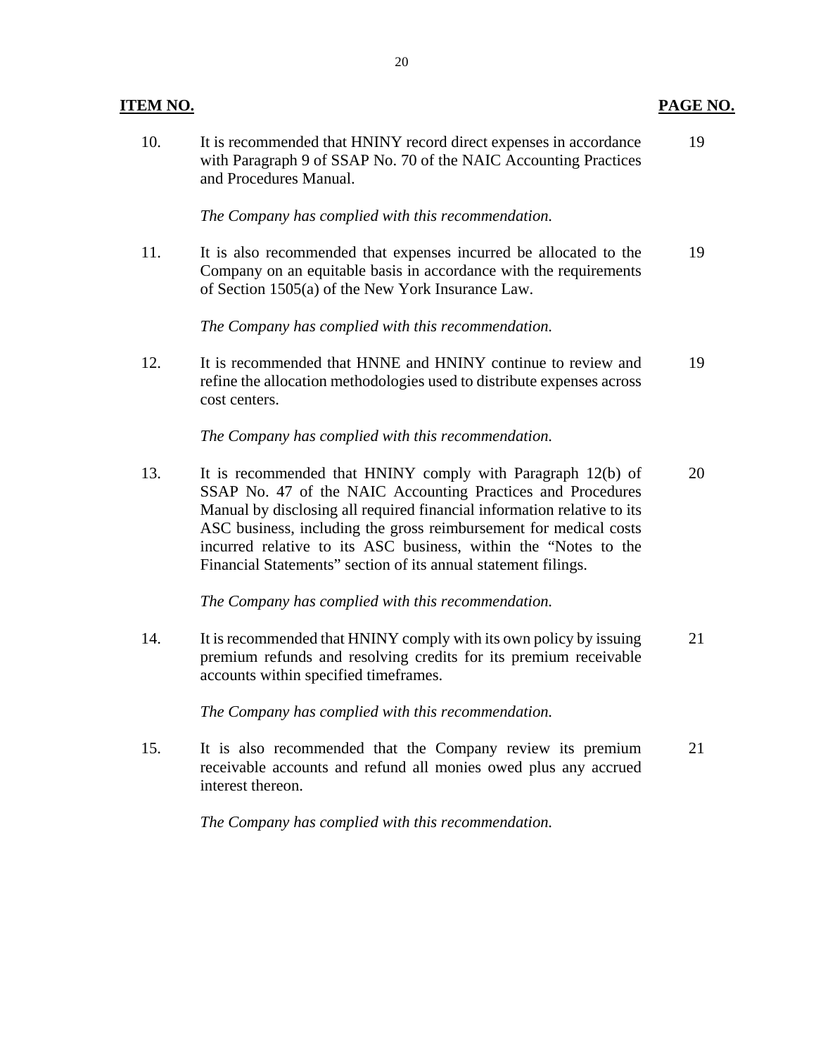| ITEM NO. | | PAGE NO. |
|---|---|---|
| 10. | It is recommended that HNINY record direct expenses in accordance with Paragraph 9 of SSAP No. 70 of the NAIC Accounting Practices and Procedures Manual.<br><br>*The Company has complied with this recommendation.* | 19 |
| 11. | It is also recommended that expenses incurred be allocated to the Company on an equitable basis in accordance with the requirements of Section 1505(a) of the New York Insurance Law.<br><br>*The Company has complied with this recommendation.* | 19 |
| 12. | It is recommended that HNNE and HNINY continue to review and refine the allocation methodologies used to distribute expenses across cost centers.<br><br>*The Company has complied with this recommendation.* | 19 |
| 13. | It is recommended that HNINY comply with Paragraph 12(b) of SSAP No. 47 of the NAIC Accounting Practices and Procedures Manual by disclosing all required financial information relative to its ASC business, including the gross reimbursement for medical costs incurred relative to its ASC business, within the "Notes to the Financial Statements" section of its annual statement filings.<br><br>*The Company has complied with this recommendation.* | 20 |
| 14. | It is recommended that HNINY comply with its own policy by issuing premium refunds and resolving credits for its premium receivable accounts within specified timeframes.<br><br>*The Company has complied with this recommendation.* | 21 |
| 15. | It is also recommended that the Company review its premium receivable accounts and refund all monies owed plus any accrued interest thereon.<br><br>*The Company has complied with this recommendation.* | 21 |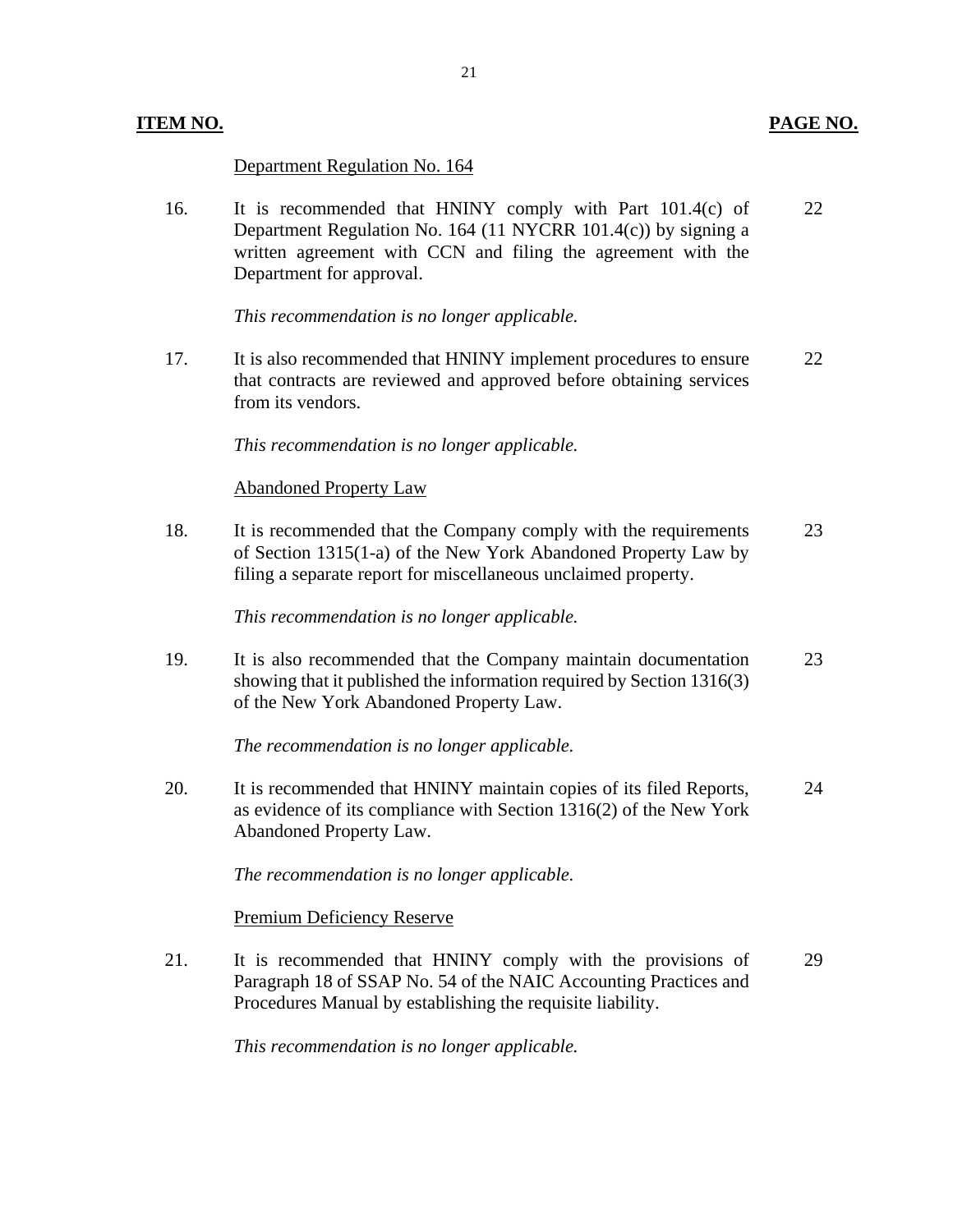| **ITEM NO.** | | **PAGE NO.** |
|---|---|---|
| | Department Regulation No. 164 | |
| 16. | It is recommended that HNINY comply with Part 101.4(c) of Department Regulation No. 164 (11 NYCRR 101.4(c)) by signing a written agreement with CCN and filing the agreement with the Department for approval.<br><br>*This recommendation is no longer applicable.* | 22 |
| 17. | It is also recommended that HNINY implement procedures to ensure that contracts are reviewed and approved before obtaining services from its vendors.<br><br>*This recommendation is no longer applicable.* | 22 |
| | Abandoned Property Law | |
| 18. | It is recommended that the Company comply with the requirements of Section 1315(1-a) of the New York Abandoned Property Law by filing a separate report for miscellaneous unclaimed property.<br><br>*This recommendation is no longer applicable.* | 23 |
| 19. | It is also recommended that the Company maintain documentation showing that it published the information required by Section 1316(3) of the New York Abandoned Property Law.<br><br>*The recommendation is no longer applicable.* | 23 |
| 20. | It is recommended that HNINY maintain copies of its filed Reports, as evidence of its compliance with Section 1316(2) of the New York Abandoned Property Law.<br><br>*The recommendation is no longer applicable.* | 24 |
| | Premium Deficiency Reserve | |
| 21. | It is recommended that HNINY comply with the provisions of Paragraph 18 of SSAP No. 54 of the NAIC Accounting Practices and Procedures Manual by establishing the requisite liability.<br><br>*This recommendation is no longer applicable.* | 29 |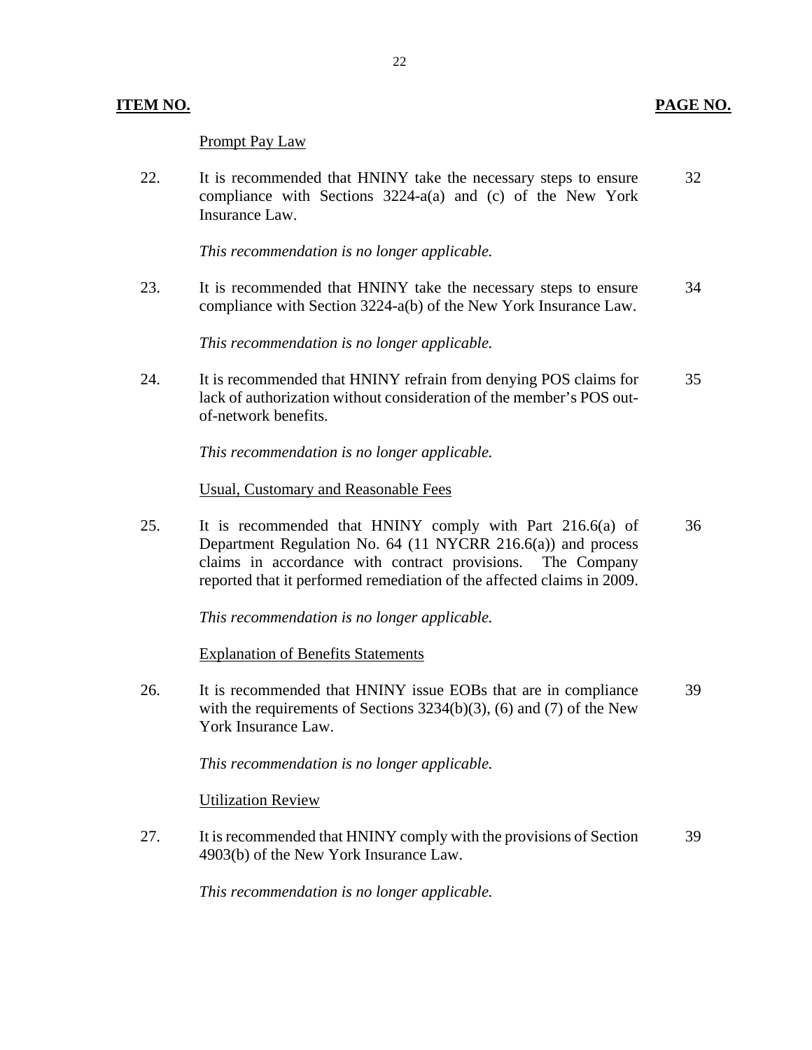| ITEM NO. | | PAGE NO. |
|---|---|---|
| | Prompt Pay Law | |
| 22. | It is recommended that HNINY take the necessary steps to ensure compliance with Sections 3224-a(a) and (c) of the New York Insurance Law.<br><br>*This recommendation is no longer applicable.* | 32 |
| 23. | It is recommended that HNINY take the necessary steps to ensure compliance with Section 3224-a(b) of the New York Insurance Law.<br><br>*This recommendation is no longer applicable.* | 34 |
| 24. | It is recommended that HNINY refrain from denying POS claims for lack of authorization without consideration of the member's POS out-of-network benefits.<br><br>*This recommendation is no longer applicable.* | 35 |
| | Usual, Customary and Reasonable Fees | |
| 25. | It is recommended that HNINY comply with Part 216.6(a) of Department Regulation No. 64 (11 NYCRR 216.6(a)) and process claims in accordance with contract provisions. The Company reported that it performed remediation of the affected claims in 2009.<br><br>*This recommendation is no longer applicable.* | 36 |
| | Explanation of Benefits Statements | |
| 26. | It is recommended that HNINY issue EOBs that are in compliance with the requirements of Sections 3234(b)(3), (6) and (7) of the New York Insurance Law.<br><br>*This recommendation is no longer applicable.* | 39 |
| | Utilization Review | |
| 27. | It is recommended that HNINY comply with the provisions of Section 4903(b) of the New York Insurance Law.<br><br>*This recommendation is no longer applicable.* | 39 |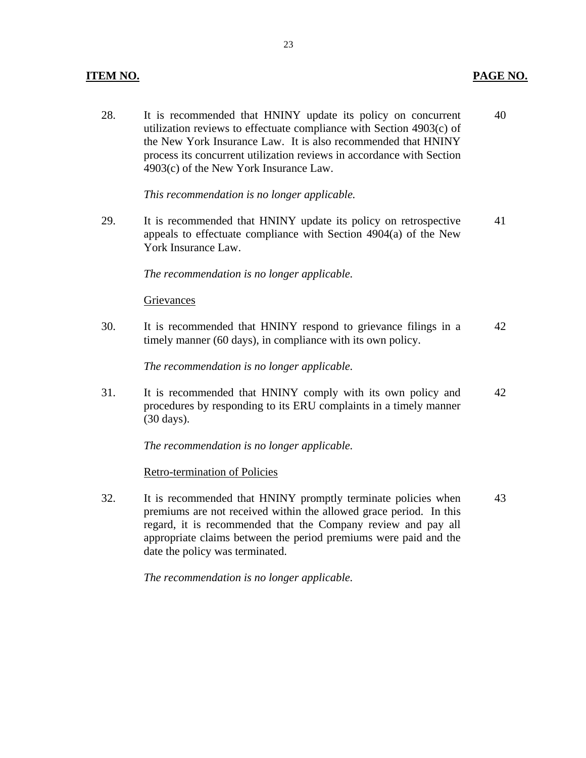| ITEM NO. | | PAGE NO. |
|---|---|---|
| 28. | It is recommended that HNINY update its policy on concurrent utilization reviews to effectuate compliance with Section 4903(c) of the New York Insurance Law. It is also recommended that HNINY process its concurrent utilization reviews in accordance with Section 4903(c) of the New York Insurance Law.<br><br>*This recommendation is no longer applicable.* | 40 |
| 29. | It is recommended that HNINY update its policy on retrospective appeals to effectuate compliance with Section 4904(a) of the New York Insurance Law.<br><br>*The recommendation is no longer applicable.* | 41 |
| | <u>Grievances</u> | |
| 30. | It is recommended that HNINY respond to grievance filings in a timely manner (60 days), in compliance with its own policy.<br><br>*The recommendation is no longer applicable.* | 42 |
| 31. | It is recommended that HNINY comply with its own policy and procedures by responding to its ERU complaints in a timely manner (30 days).<br><br>*The recommendation is no longer applicable.* | 42 |
| | <u>Retro-termination of Policies</u> | |
| 32. | It is recommended that HNINY promptly terminate policies when premiums are not received within the allowed grace period. In this regard, it is recommended that the Company review and pay all appropriate claims between the period premiums were paid and the date the policy was terminated.<br><br>*The recommendation is no longer applicable.* | 43 |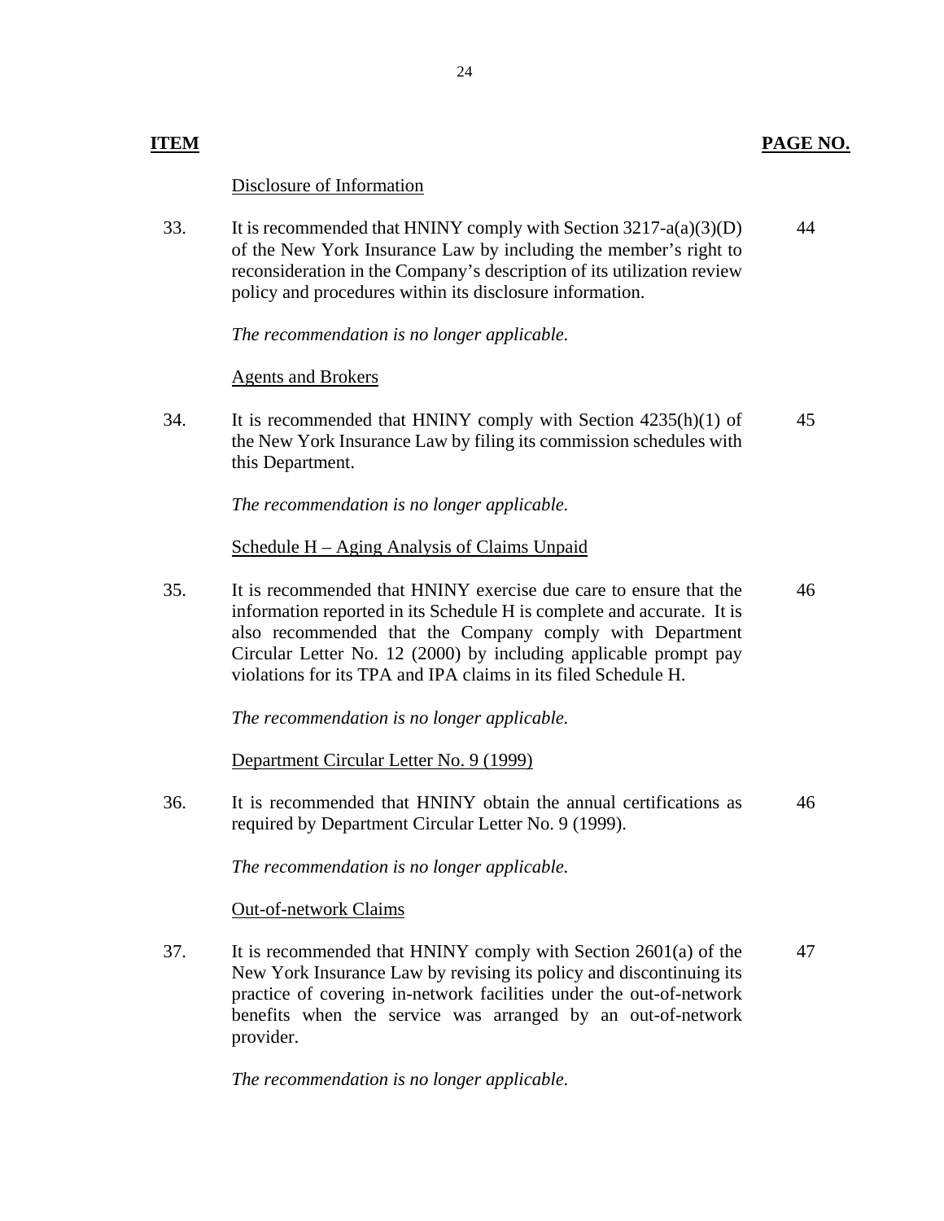| ITEM | | PAGE NO. |
|---|---|---|
| | Disclosure of Information | |
| 33. | It is recommended that HNINY comply with Section 3217-a(a)(3)(D) of the New York Insurance Law by including the member's right to reconsideration in the Company's description of its utilization review policy and procedures within its disclosure information. | 44 |
| | *The recommendation is no longer applicable.* | |
| | Agents and Brokers | |
| 34. | It is recommended that HNINY comply with Section 4235(h)(1) of the New York Insurance Law by filing its commission schedules with this Department. | 45 |
| | *The recommendation is no longer applicable.* | |
| | Schedule H – Aging Analysis of Claims Unpaid | |
| 35. | It is recommended that HNINY exercise due care to ensure that the information reported in its Schedule H is complete and accurate. It is also recommended that the Company comply with Department Circular Letter No. 12 (2000) by including applicable prompt pay violations for its TPA and IPA claims in its filed Schedule H. | 46 |
| | *The recommendation is no longer applicable.* | |
| | Department Circular Letter No. 9 (1999) | |
| 36. | It is recommended that HNINY obtain the annual certifications as required by Department Circular Letter No. 9 (1999). | 46 |
| | *The recommendation is no longer applicable.* | |
| | Out-of-network Claims | |
| 37. | It is recommended that HNINY comply with Section 2601(a) of the New York Insurance Law by revising its policy and discontinuing its practice of covering in-network facilities under the out-of-network benefits when the service was arranged by an out-of-network provider. | 47 |
| | *The recommendation is no longer applicable.* | |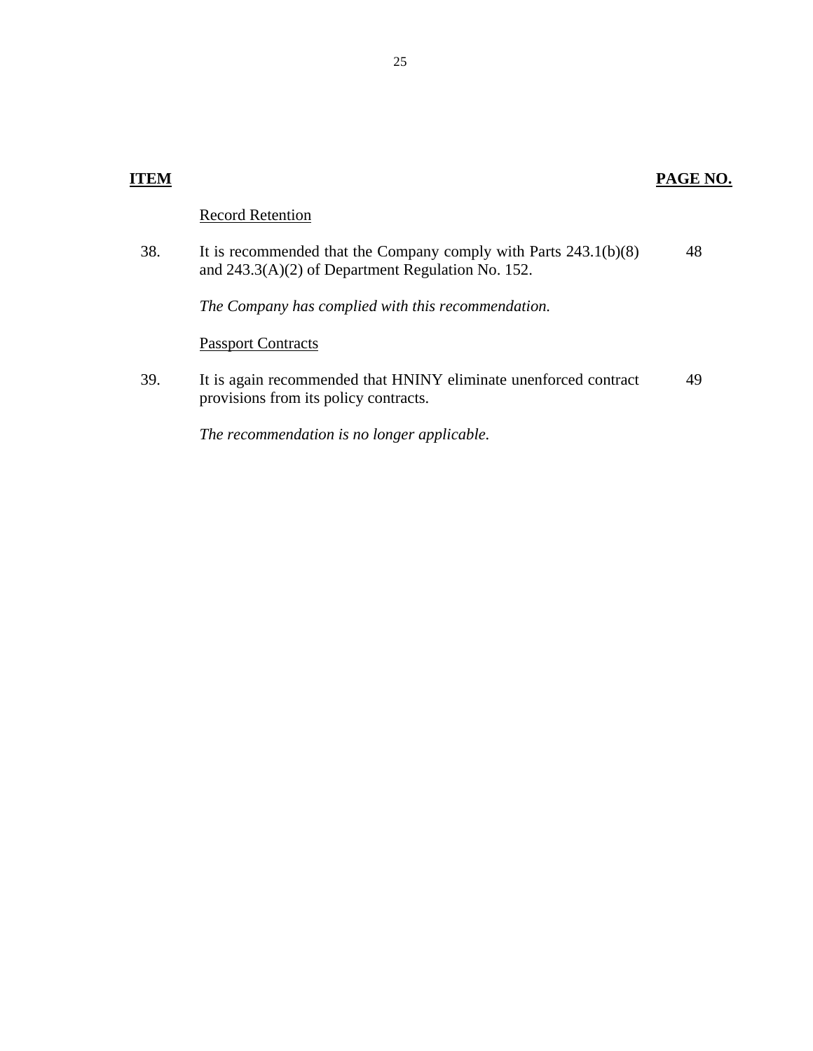| ITEM | | PAGE NO. |
|---|---|---|
| | Record Retention | |
| 38. | It is recommended that the Company comply with Parts 243.1(b)(8) and 243.3(A)(2) of Department Regulation No. 152. | 48 |
| | *The Company has complied with this recommendation.* | |
| | Passport Contracts | |
| 39. | It is again recommended that HNINY eliminate unenforced contract provisions from its policy contracts. | 49 |
| | *The recommendation is no longer applicable.* | |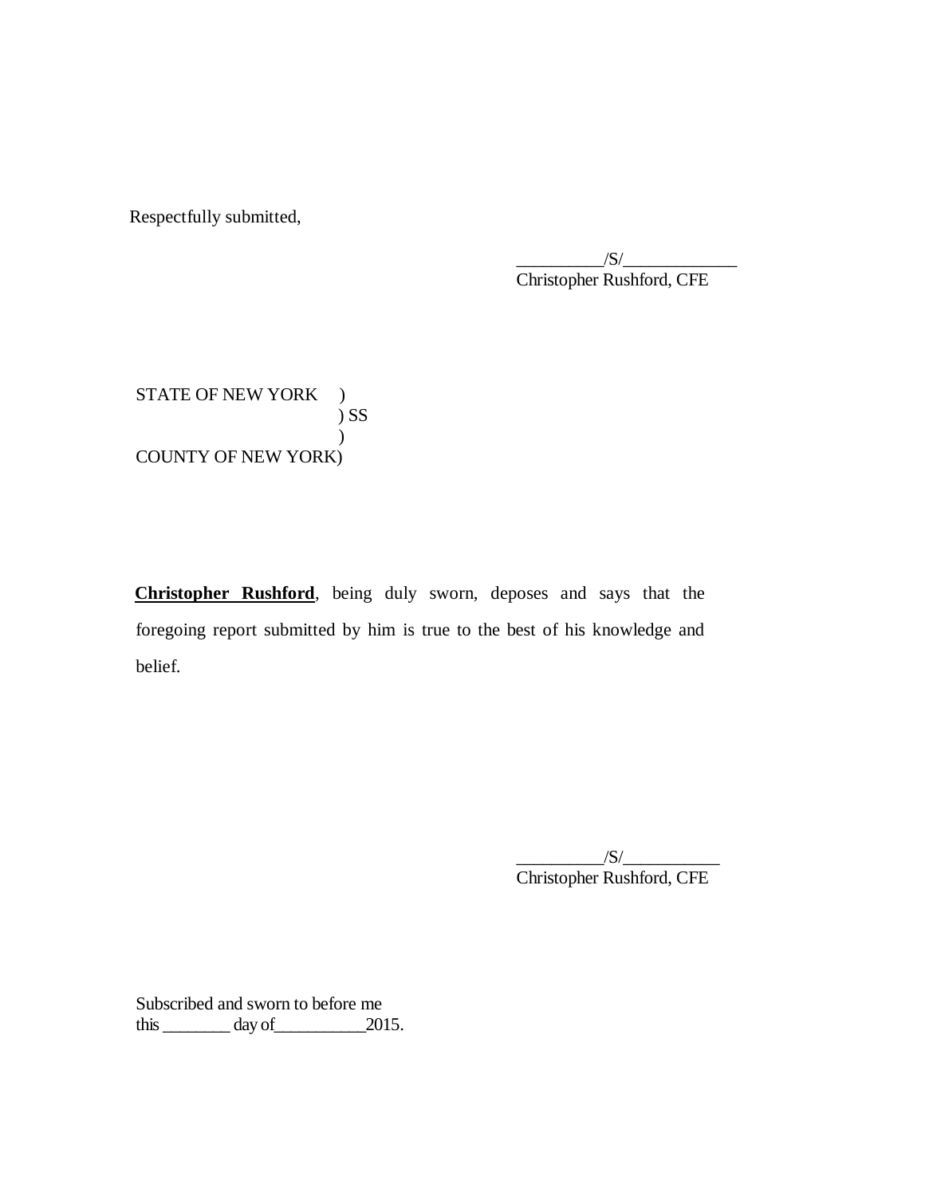Respectfully submitted,

__________/S/_____________
Christopher Rushford, CFE

STATE OF NEW YORK )
) SS
)
COUNTY OF NEW YORK)

**Christopher Rushford**, being duly sworn, deposes and says that the foregoing report submitted by him is true to the best of his knowledge and belief.

__________/S/___________
Christopher Rushford, CFE

Subscribed and sworn to before me
this ________ day of__________2015.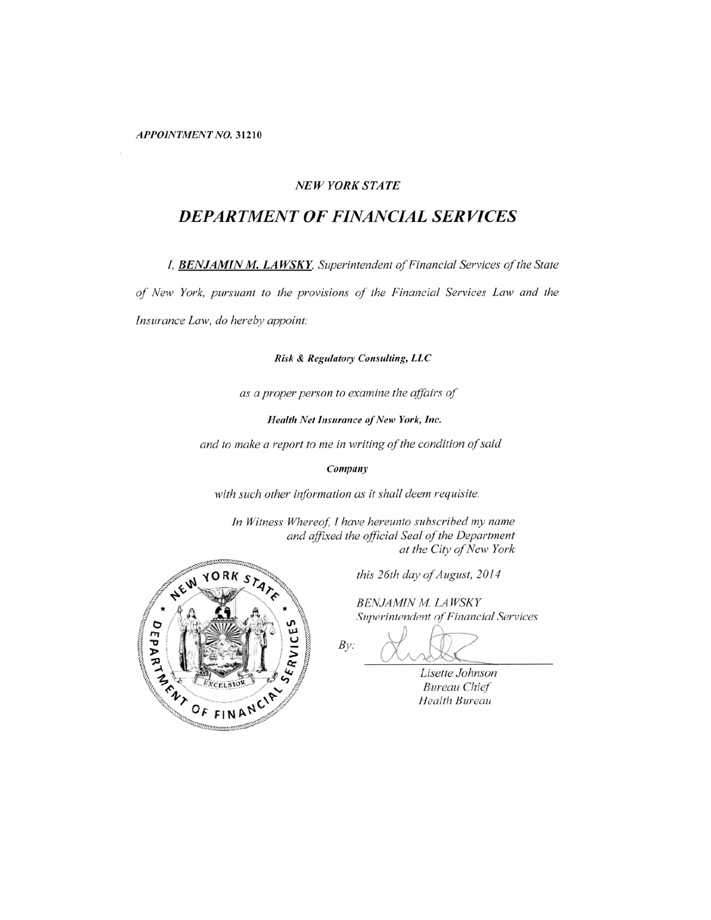*APPOINTMENT NO.* **31210**

*NEW YORK STATE*

## *DEPARTMENT OF FINANCIAL SERVICES*

*I,* ***BENJAMIN M. LAWSKY****, Superintendent of Financial Services of the State of New York, pursuant to the provisions of the Financial Services Law and the Insurance Law, do hereby appoint:*

***Risk & Regulatory Consulting, LLC***

*as a proper person to examine the affairs of*

***Health Net Insurance of New York, Inc.***

*and to make a report to me in writing of the condition of said*

***Company***

*with such other information as it shall deem requisite.*

*In Witness Whereof, I have hereunto subscribed my name and affixed the official Seal of the Department at the City of New York*

*this 26th day of August, 2014*

*BENJAMIN M. LAWSKY*
*Superintendent of Financial Services*

*By:*

*Lisette Johnson*
*Bureau Chief*
*Health Bureau*

NEW YORK STATE DEPARTMENT OF FINANCIAL SERVICES EXCELSIOR